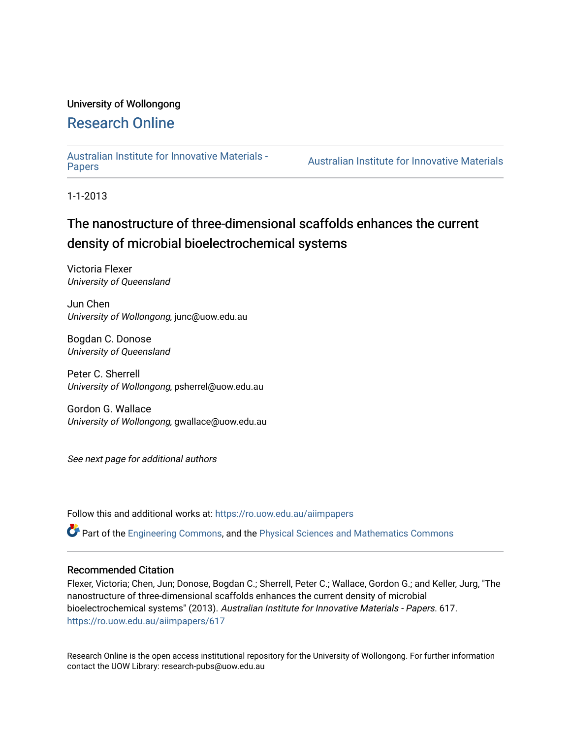University of Wollongong

# Research Online

Australian Institute for Innovative Materials - Papers | Australian Institute for Innovative Materials

1-1-2013

## The nanostructure of three-dimensional scaffolds enhances the current density of microbial bioelectrochemical systems

Victoria Flexer
*University of Queensland*

Jun Chen
*University of Wollongong*, junc@uow.edu.au

Bogdan C. Donose
*University of Queensland*

Peter C. Sherrell
*University of Wollongong*, psherrel@uow.edu.au

Gordon G. Wallace
*University of Wollongong*, gwallace@uow.edu.au

*See next page for additional authors*

Follow this and additional works at: https://ro.uow.edu.au/aiimpapers

Part of the Engineering Commons, and the Physical Sciences and Mathematics Commons

### Recommended Citation

Flexer, Victoria; Chen, Jun; Donose, Bogdan C.; Sherrell, Peter C.; Wallace, Gordon G.; and Keller, Jurg, "The nanostructure of three-dimensional scaffolds enhances the current density of microbial bioelectrochemical systems" (2013). *Australian Institute for Innovative Materials - Papers*. 617.
https://ro.uow.edu.au/aiimpapers/617

Research Online is the open access institutional repository for the University of Wollongong. For further information contact the UOW Library: research-pubs@uow.edu.au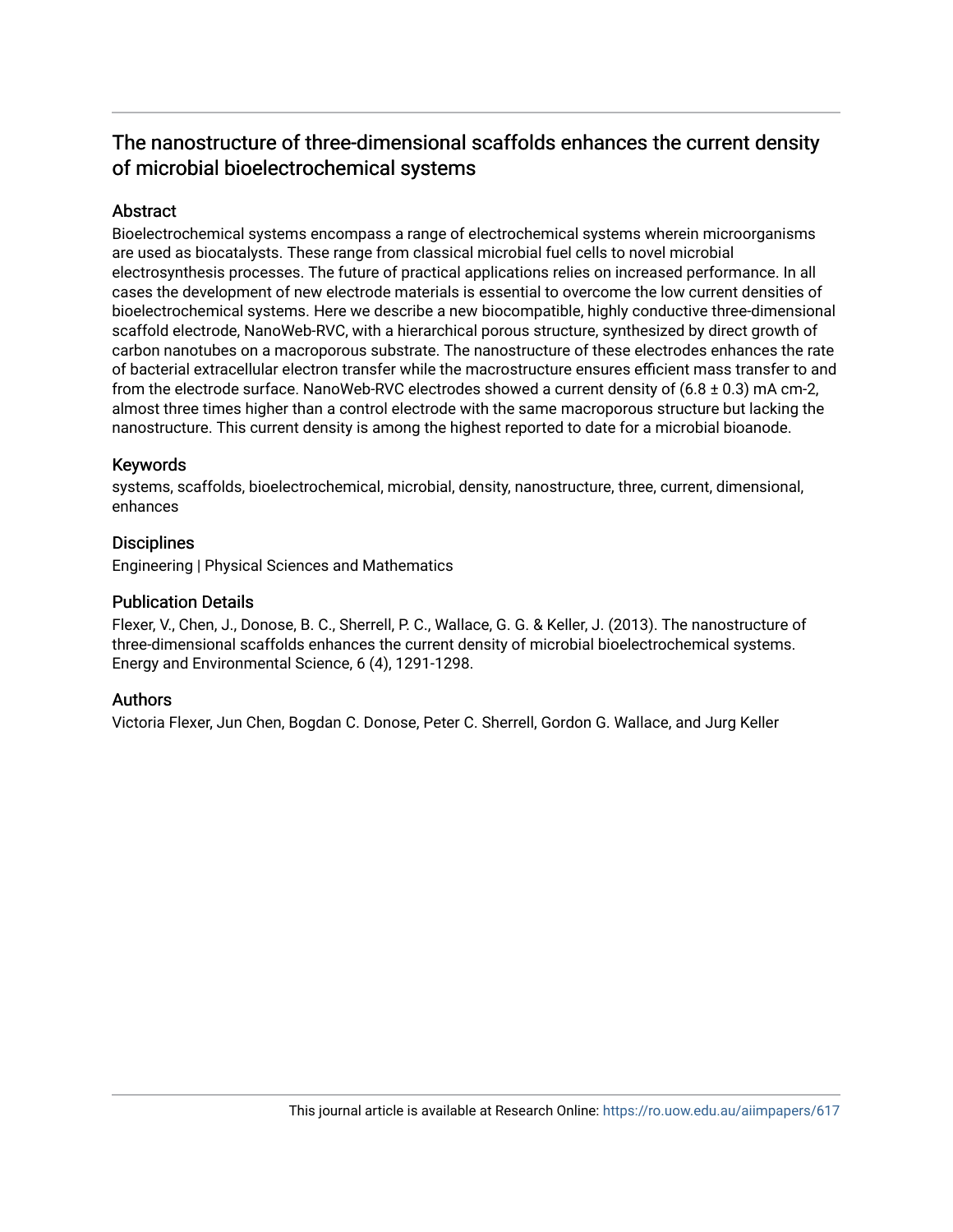# The nanostructure of three-dimensional scaffolds enhances the current density of microbial bioelectrochemical systems

## Abstract

Bioelectrochemical systems encompass a range of electrochemical systems wherein microorganisms are used as biocatalysts. These range from classical microbial fuel cells to novel microbial electrosynthesis processes. The future of practical applications relies on increased performance. In all cases the development of new electrode materials is essential to overcome the low current densities of bioelectrochemical systems. Here we describe a new biocompatible, highly conductive three-dimensional scaffold electrode, NanoWeb-RVC, with a hierarchical porous structure, synthesized by direct growth of carbon nanotubes on a macroporous substrate. The nanostructure of these electrodes enhances the rate of bacterial extracellular electron transfer while the macrostructure ensures efficient mass transfer to and from the electrode surface. NanoWeb-RVC electrodes showed a current density of (6.8 ± 0.3) mA cm-2, almost three times higher than a control electrode with the same macroporous structure but lacking the nanostructure. This current density is among the highest reported to date for a microbial bioanode.

## Keywords

systems, scaffolds, bioelectrochemical, microbial, density, nanostructure, three, current, dimensional, enhances

## Disciplines

Engineering | Physical Sciences and Mathematics

## Publication Details

Flexer, V., Chen, J., Donose, B. C., Sherrell, P. C., Wallace, G. G. & Keller, J. (2013). The nanostructure of three-dimensional scaffolds enhances the current density of microbial bioelectrochemical systems. Energy and Environmental Science, 6 (4), 1291-1298.

## Authors

Victoria Flexer, Jun Chen, Bogdan C. Donose, Peter C. Sherrell, Gordon G. Wallace, and Jurg Keller

This journal article is available at Research Online: https://ro.uow.edu.au/aiimpapers/617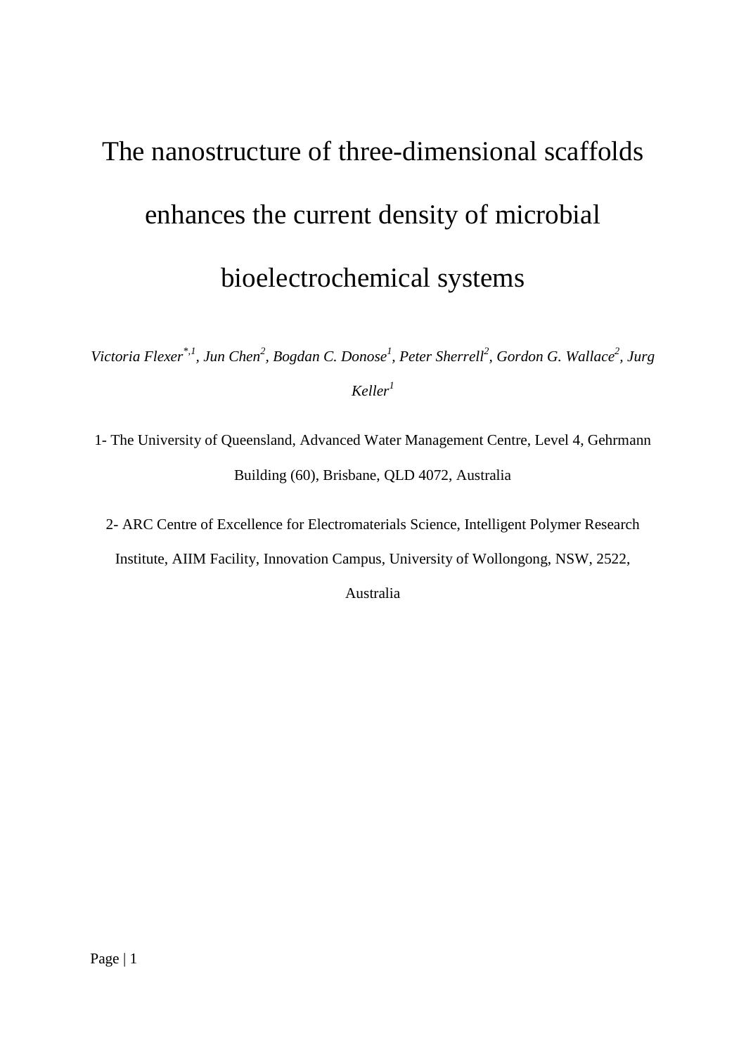# The nanostructure of three-dimensional scaffolds enhances the current density of microbial bioelectrochemical systems

*Victoria Flexer[\*,1], Jun Chen[2], Bogdan C. Donose[1], Peter Sherrell[2], Gordon G. Wallace[2], Jurg Keller[1]*

1- The University of Queensland, Advanced Water Management Centre, Level 4, Gehrmann Building (60), Brisbane, QLD 4072, Australia

2- ARC Centre of Excellence for Electromaterials Science, Intelligent Polymer Research Institute, AIIM Facility, Innovation Campus, University of Wollongong, NSW, 2522, Australia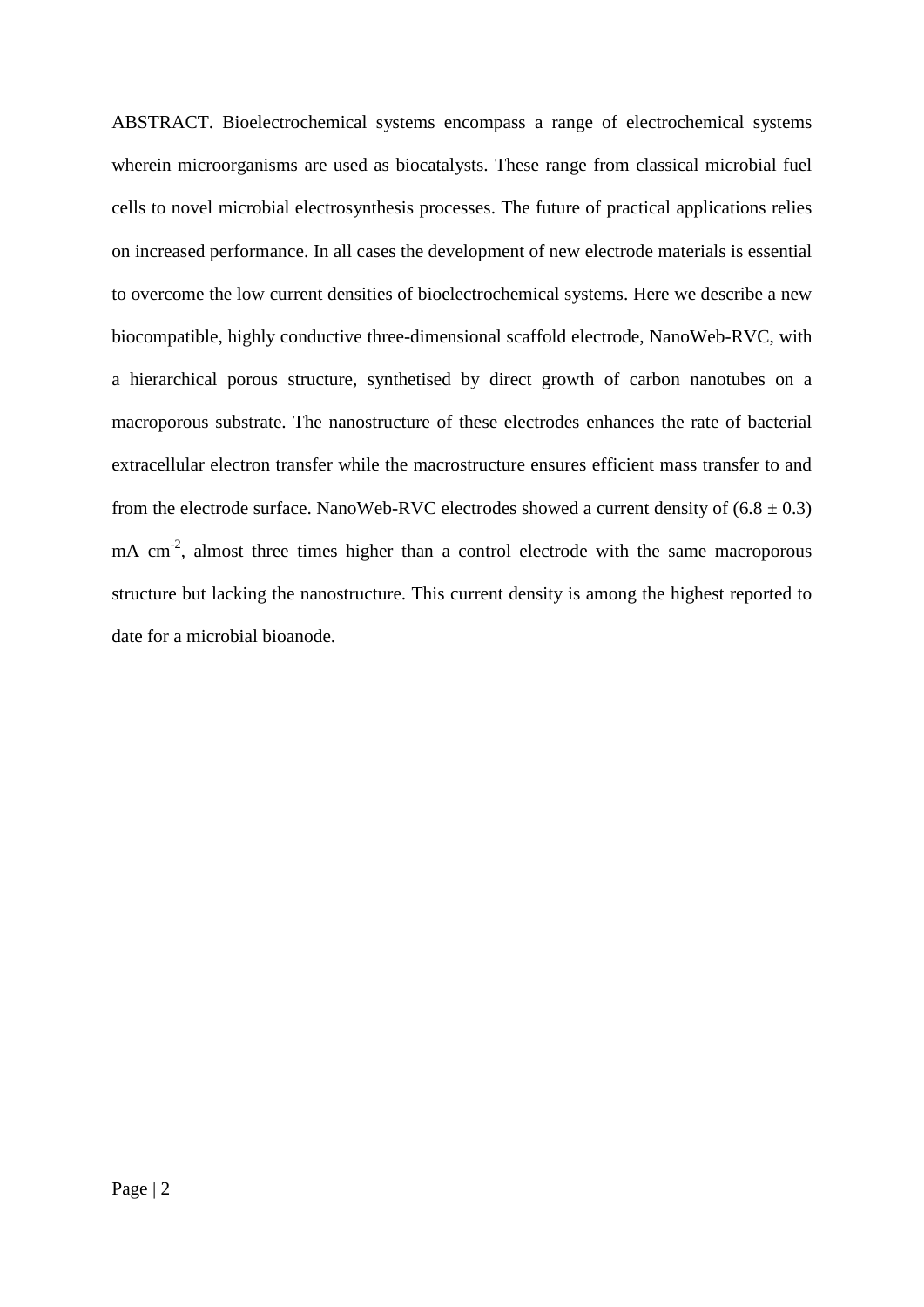ABSTRACT. Bioelectrochemical systems encompass a range of electrochemical systems wherein microorganisms are used as biocatalysts. These range from classical microbial fuel cells to novel microbial electrosynthesis processes. The future of practical applications relies on increased performance. In all cases the development of new electrode materials is essential to overcome the low current densities of bioelectrochemical systems. Here we describe a new biocompatible, highly conductive three-dimensional scaffold electrode, NanoWeb-RVC, with a hierarchical porous structure, synthetised by direct growth of carbon nanotubes on a macroporous substrate. The nanostructure of these electrodes enhances the rate of bacterial extracellular electron transfer while the macrostructure ensures efficient mass transfer to and from the electrode surface. NanoWeb-RVC electrodes showed a current density of ($6.8 \pm 0.3$) mA $cm^{-2}$, almost three times higher than a control electrode with the same macroporous structure but lacking the nanostructure. This current density is among the highest reported to date for a microbial bioanode.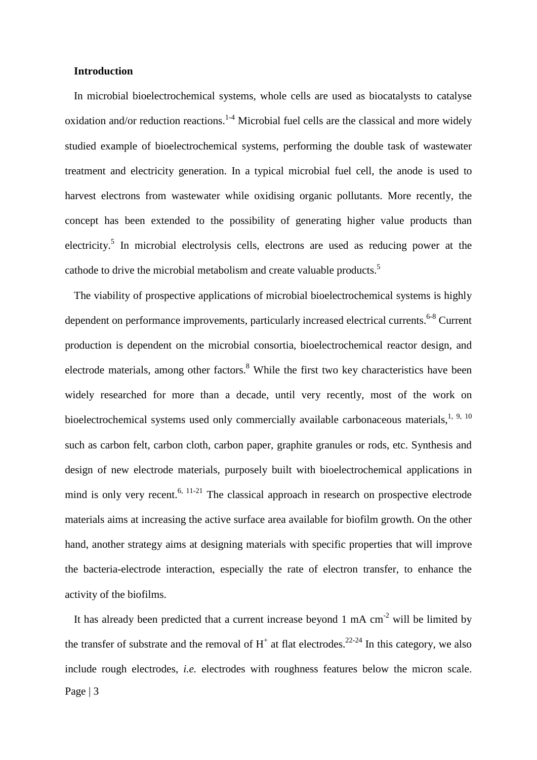## Introduction

In microbial bioelectrochemical systems, whole cells are used as biocatalysts to catalyse oxidation and/or reduction reactions.[1-4] Microbial fuel cells are the classical and more widely studied example of bioelectrochemical systems, performing the double task of wastewater treatment and electricity generation. In a typical microbial fuel cell, the anode is used to harvest electrons from wastewater while oxidising organic pollutants. More recently, the concept has been extended to the possibility of generating higher value products than electricity.[5] In microbial electrolysis cells, electrons are used as reducing power at the cathode to drive the microbial metabolism and create valuable products.[5]

The viability of prospective applications of microbial bioelectrochemical systems is highly dependent on performance improvements, particularly increased electrical currents.[6-8] Current production is dependent on the microbial consortia, bioelectrochemical reactor design, and electrode materials, among other factors.[8] While the first two key characteristics have been widely researched for more than a decade, until very recently, most of the work on bioelectrochemical systems used only commercially available carbonaceous materials,[1, 9, 10] such as carbon felt, carbon cloth, carbon paper, graphite granules or rods, etc. Synthesis and design of new electrode materials, purposely built with bioelectrochemical applications in mind is only very recent.[6, 11-21] The classical approach in research on prospective electrode materials aims at increasing the active surface area available for biofilm growth. On the other hand, another strategy aims at designing materials with specific properties that will improve the bacteria-electrode interaction, especially the rate of electron transfer, to enhance the activity of the biofilms.

It has already been predicted that a current increase beyond 1 mA $cm^{-2}$ will be limited by the transfer of substrate and the removal of $H^+$ at flat electrodes.[22-24] In this category, we also include rough electrodes, *i.e.* electrodes with roughness features below the micron scale.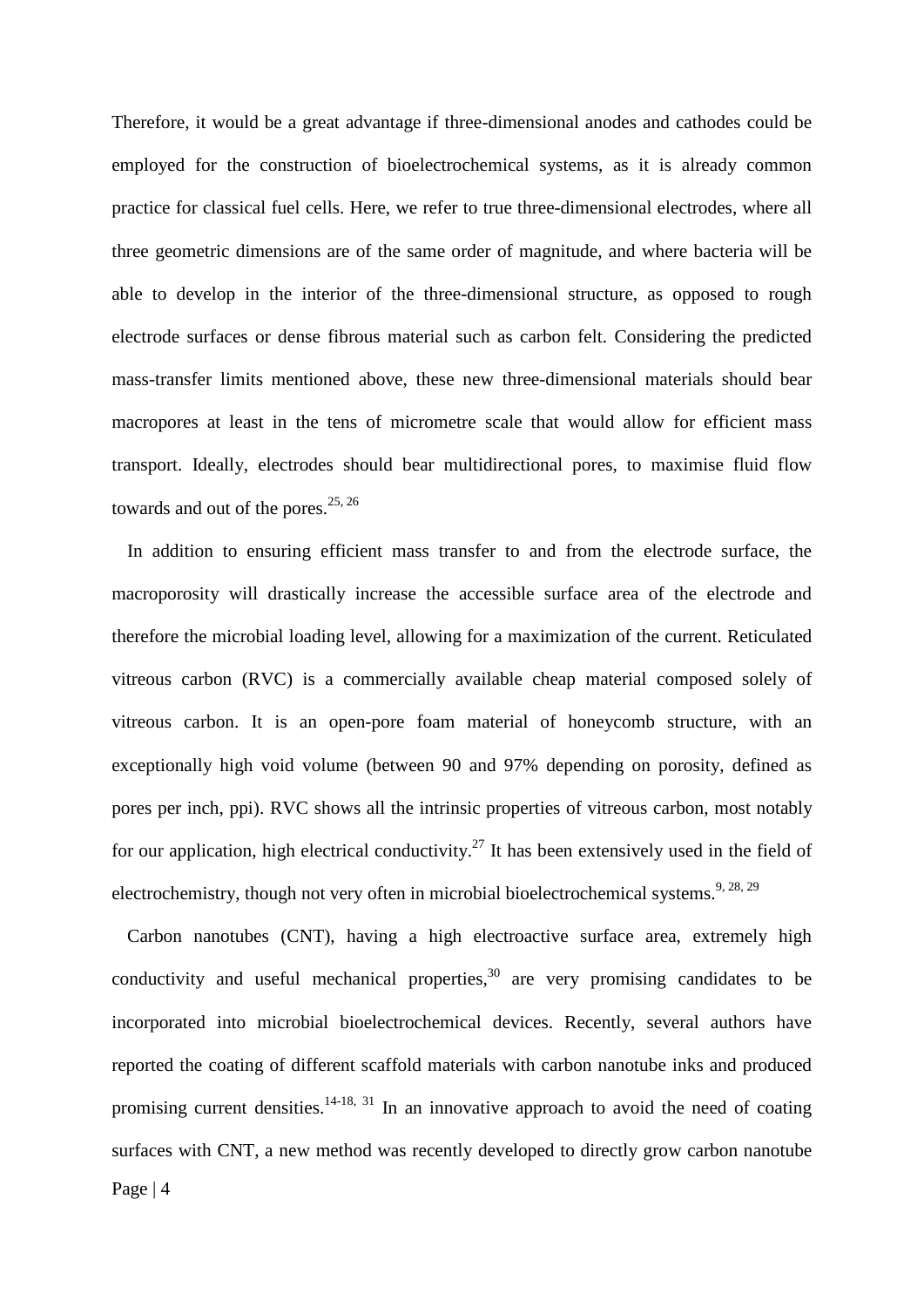Therefore, it would be a great advantage if three-dimensional anodes and cathodes could be employed for the construction of bioelectrochemical systems, as it is already common practice for classical fuel cells. Here, we refer to true three-dimensional electrodes, where all three geometric dimensions are of the same order of magnitude, and where bacteria will be able to develop in the interior of the three-dimensional structure, as opposed to rough electrode surfaces or dense fibrous material such as carbon felt. Considering the predicted mass-transfer limits mentioned above, these new three-dimensional materials should bear macropores at least in the tens of micrometre scale that would allow for efficient mass transport. Ideally, electrodes should bear multidirectional pores, to maximise fluid flow towards and out of the pores.[25, 26]

In addition to ensuring efficient mass transfer to and from the electrode surface, the macroporosity will drastically increase the accessible surface area of the electrode and therefore the microbial loading level, allowing for a maximization of the current. Reticulated vitreous carbon (RVC) is a commercially available cheap material composed solely of vitreous carbon. It is an open-pore foam material of honeycomb structure, with an exceptionally high void volume (between 90 and 97% depending on porosity, defined as pores per inch, ppi). RVC shows all the intrinsic properties of vitreous carbon, most notably for our application, high electrical conductivity.[27] It has been extensively used in the field of electrochemistry, though not very often in microbial bioelectrochemical systems.[9, 28, 29]

Carbon nanotubes (CNT), having a high electroactive surface area, extremely high conductivity and useful mechanical properties,[30] are very promising candidates to be incorporated into microbial bioelectrochemical devices. Recently, several authors have reported the coating of different scaffold materials with carbon nanotube inks and produced promising current densities.[14-18, 31] In an innovative approach to avoid the need of coating surfaces with CNT, a new method was recently developed to directly grow carbon nanotube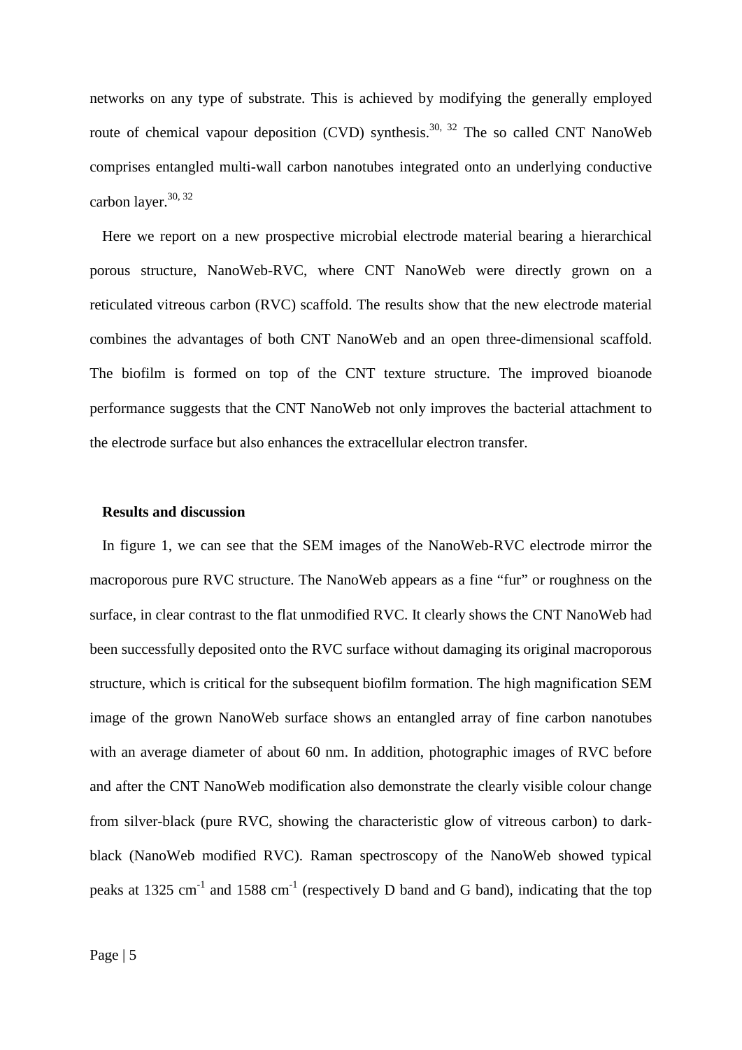networks on any type of substrate. This is achieved by modifying the generally employed route of chemical vapour deposition (CVD) synthesis.[30, 32] The so called CNT NanoWeb comprises entangled multi-wall carbon nanotubes integrated onto an underlying conductive carbon layer.[30, 32]

Here we report on a new prospective microbial electrode material bearing a hierarchical porous structure, NanoWeb-RVC, where CNT NanoWeb were directly grown on a reticulated vitreous carbon (RVC) scaffold. The results show that the new electrode material combines the advantages of both CNT NanoWeb and an open three-dimensional scaffold. The biofilm is formed on top of the CNT texture structure. The improved bioanode performance suggests that the CNT NanoWeb not only improves the bacterial attachment to the electrode surface but also enhances the extracellular electron transfer.

## Results and discussion

In figure 1, we can see that the SEM images of the NanoWeb-RVC electrode mirror the macroporous pure RVC structure. The NanoWeb appears as a fine "fur" or roughness on the surface, in clear contrast to the flat unmodified RVC. It clearly shows the CNT NanoWeb had been successfully deposited onto the RVC surface without damaging its original macroporous structure, which is critical for the subsequent biofilm formation. The high magnification SEM image of the grown NanoWeb surface shows an entangled array of fine carbon nanotubes with an average diameter of about 60 nm. In addition, photographic images of RVC before and after the CNT NanoWeb modification also demonstrate the clearly visible colour change from silver-black (pure RVC, showing the characteristic glow of vitreous carbon) to dark-black (NanoWeb modified RVC). Raman spectroscopy of the NanoWeb showed typical peaks at 1325 $cm^{-1}$ and 1588 $cm^{-1}$ (respectively D band and G band), indicating that the top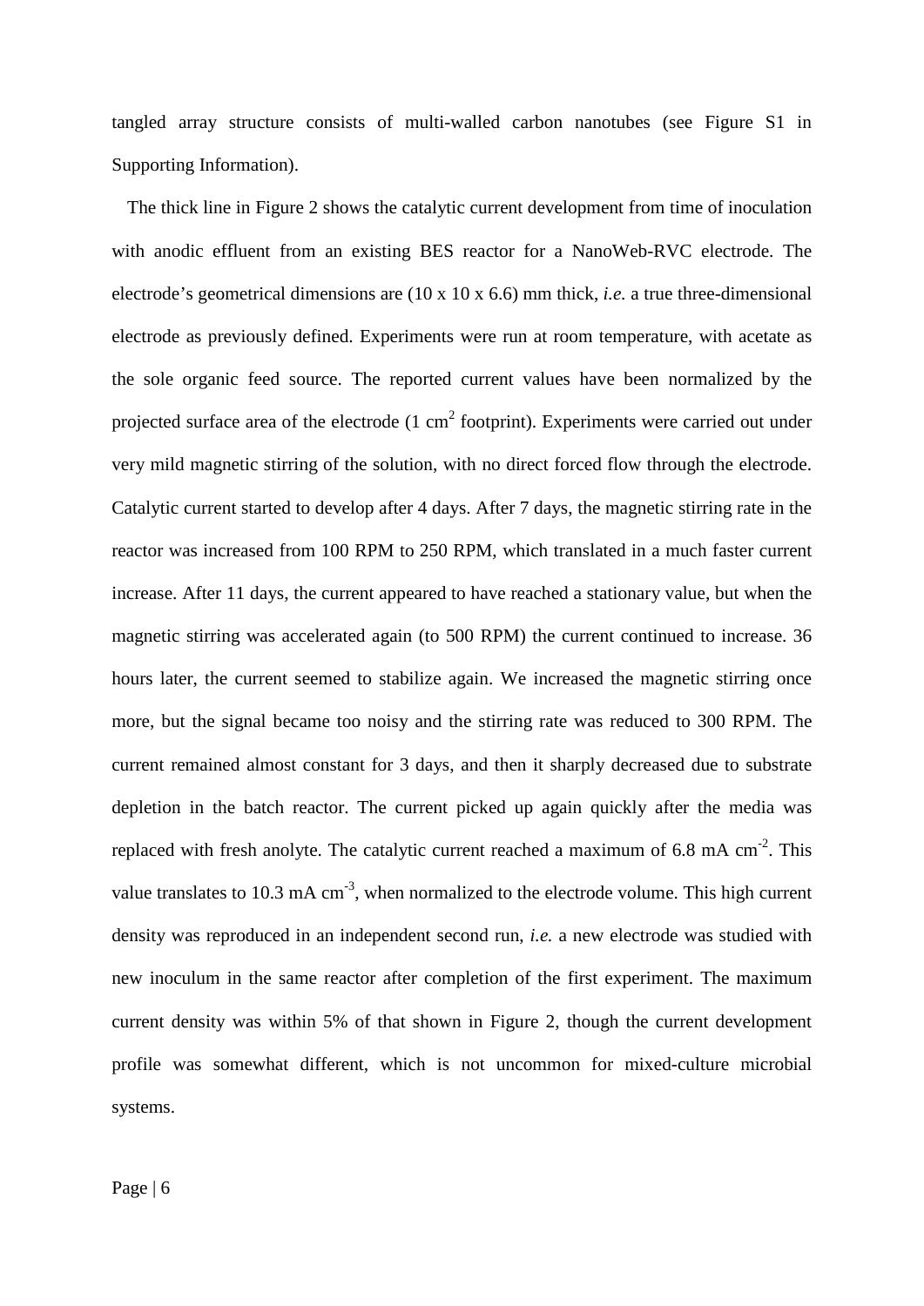tangled array structure consists of multi-walled carbon nanotubes (see Figure S1 in Supporting Information).

The thick line in Figure 2 shows the catalytic current development from time of inoculation with anodic effluent from an existing BES reactor for a NanoWeb-RVC electrode. The electrode's geometrical dimensions are (10 x 10 x 6.6) mm thick, *i.e.* a true three-dimensional electrode as previously defined. Experiments were run at room temperature, with acetate as the sole organic feed source. The reported current values have been normalized by the projected surface area of the electrode (1 $cm^2$ footprint). Experiments were carried out under very mild magnetic stirring of the solution, with no direct forced flow through the electrode. Catalytic current started to develop after 4 days. After 7 days, the magnetic stirring rate in the reactor was increased from 100 RPM to 250 RPM, which translated in a much faster current increase. After 11 days, the current appeared to have reached a stationary value, but when the magnetic stirring was accelerated again (to 500 RPM) the current continued to increase. 36 hours later, the current seemed to stabilize again. We increased the magnetic stirring once more, but the signal became too noisy and the stirring rate was reduced to 300 RPM. The current remained almost constant for 3 days, and then it sharply decreased due to substrate depletion in the batch reactor. The current picked up again quickly after the media was replaced with fresh anolyte. The catalytic current reached a maximum of 6.8 mA $cm^{-2}$. This value translates to 10.3 mA $cm^{-3}$, when normalized to the electrode volume. This high current density was reproduced in an independent second run, *i.e.* a new electrode was studied with new inoculum in the same reactor after completion of the first experiment. The maximum current density was within 5% of that shown in Figure 2, though the current development profile was somewhat different, which is not uncommon for mixed-culture microbial systems.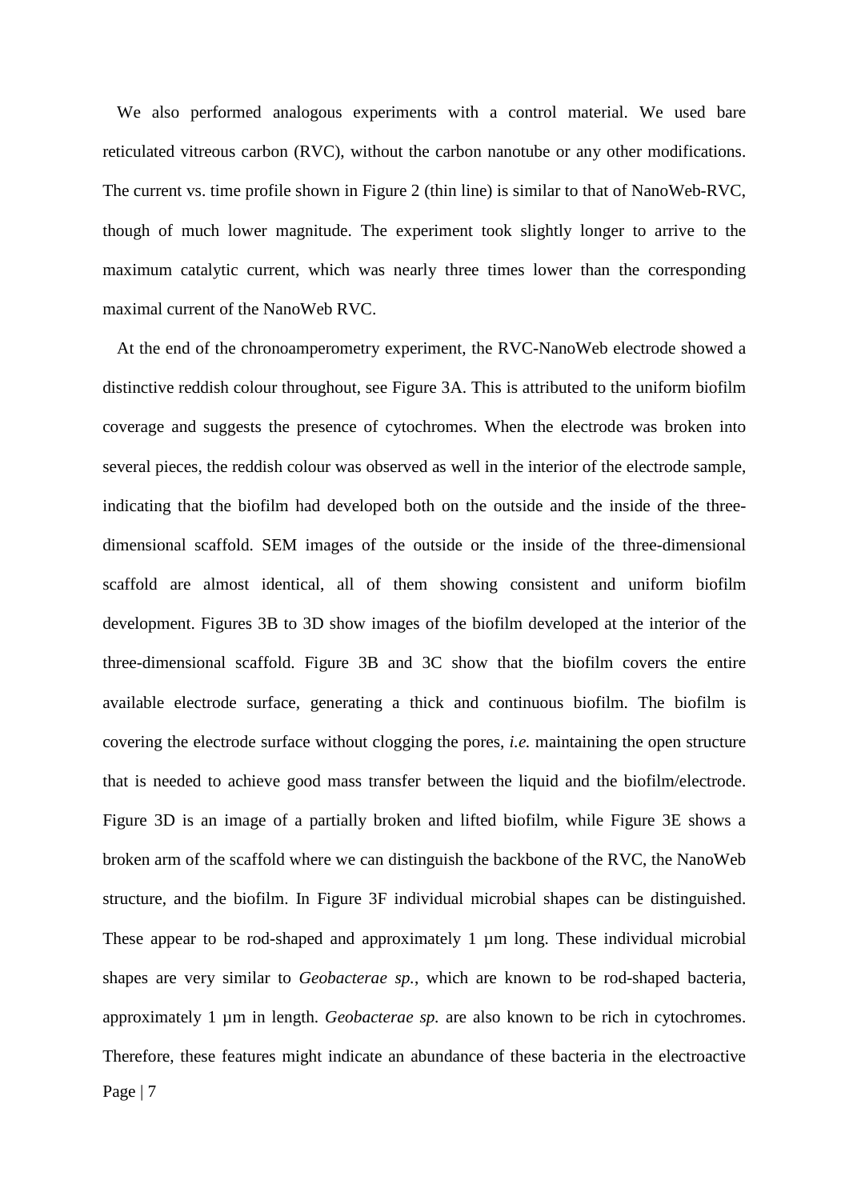We also performed analogous experiments with a control material. We used bare reticulated vitreous carbon (RVC), without the carbon nanotube or any other modifications. The current vs. time profile shown in Figure 2 (thin line) is similar to that of NanoWeb-RVC, though of much lower magnitude. The experiment took slightly longer to arrive to the maximum catalytic current, which was nearly three times lower than the corresponding maximal current of the NanoWeb RVC.

At the end of the chronoamperometry experiment, the RVC-NanoWeb electrode showed a distinctive reddish colour throughout, see Figure 3A. This is attributed to the uniform biofilm coverage and suggests the presence of cytochromes. When the electrode was broken into several pieces, the reddish colour was observed as well in the interior of the electrode sample, indicating that the biofilm had developed both on the outside and the inside of the three-dimensional scaffold. SEM images of the outside or the inside of the three-dimensional scaffold are almost identical, all of them showing consistent and uniform biofilm development. Figures 3B to 3D show images of the biofilm developed at the interior of the three-dimensional scaffold. Figure 3B and 3C show that the biofilm covers the entire available electrode surface, generating a thick and continuous biofilm. The biofilm is covering the electrode surface without clogging the pores, *i.e.* maintaining the open structure that is needed to achieve good mass transfer between the liquid and the biofilm/electrode. Figure 3D is an image of a partially broken and lifted biofilm, while Figure 3E shows a broken arm of the scaffold where we can distinguish the backbone of the RVC, the NanoWeb structure, and the biofilm. In Figure 3F individual microbial shapes can be distinguished. These appear to be rod-shaped and approximately 1 µm long. These individual microbial shapes are very similar to *Geobacterae sp.*, which are known to be rod-shaped bacteria, approximately 1 µm in length. *Geobacterae sp.* are also known to be rich in cytochromes. Therefore, these features might indicate an abundance of these bacteria in the electroactive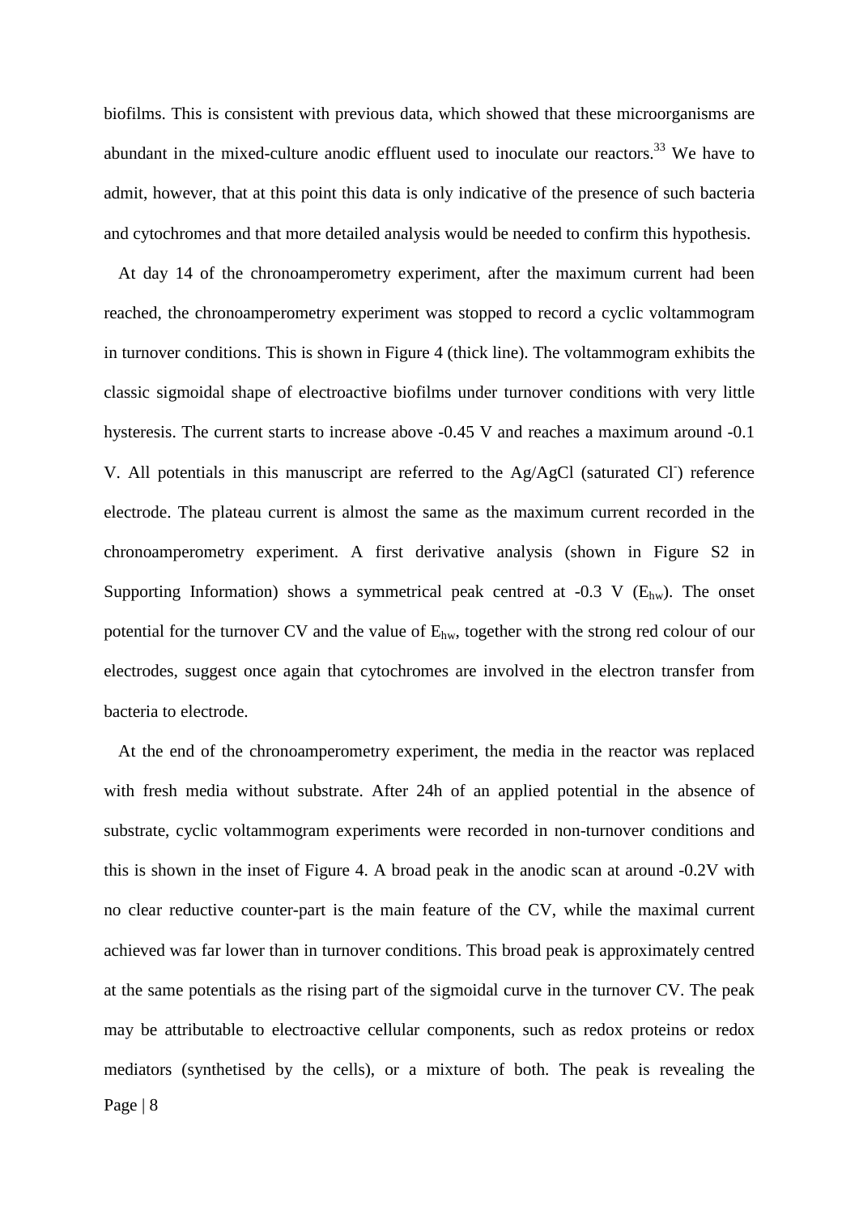biofilms. This is consistent with previous data, which showed that these microorganisms are abundant in the mixed-culture anodic effluent used to inoculate our reactors.[33] We have to admit, however, that at this point this data is only indicative of the presence of such bacteria and cytochromes and that more detailed analysis would be needed to confirm this hypothesis.

At day 14 of the chronoamperometry experiment, after the maximum current had been reached, the chronoamperometry experiment was stopped to record a cyclic voltammogram in turnover conditions. This is shown in Figure 4 (thick line). The voltammogram exhibits the classic sigmoidal shape of electroactive biofilms under turnover conditions with very little hysteresis. The current starts to increase above -0.45 V and reaches a maximum around -0.1 V. All potentials in this manuscript are referred to the Ag/AgCl (saturated $Cl^-$) reference electrode. The plateau current is almost the same as the maximum current recorded in the chronoamperometry experiment. A first derivative analysis (shown in Figure S2 in Supporting Information) shows a symmetrical peak centred at -0.3 V ($E_{hw}$). The onset potential for the turnover CV and the value of $E_{hw}$, together with the strong red colour of our electrodes, suggest once again that cytochromes are involved in the electron transfer from bacteria to electrode.

At the end of the chronoamperometry experiment, the media in the reactor was replaced with fresh media without substrate. After 24h of an applied potential in the absence of substrate, cyclic voltammogram experiments were recorded in non-turnover conditions and this is shown in the inset of Figure 4. A broad peak in the anodic scan at around -0.2V with no clear reductive counter-part is the main feature of the CV, while the maximal current achieved was far lower than in turnover conditions. This broad peak is approximately centred at the same potentials as the rising part of the sigmoidal curve in the turnover CV. The peak may be attributable to electroactive cellular components, such as redox proteins or redox mediators (synthetised by the cells), or a mixture of both. The peak is revealing the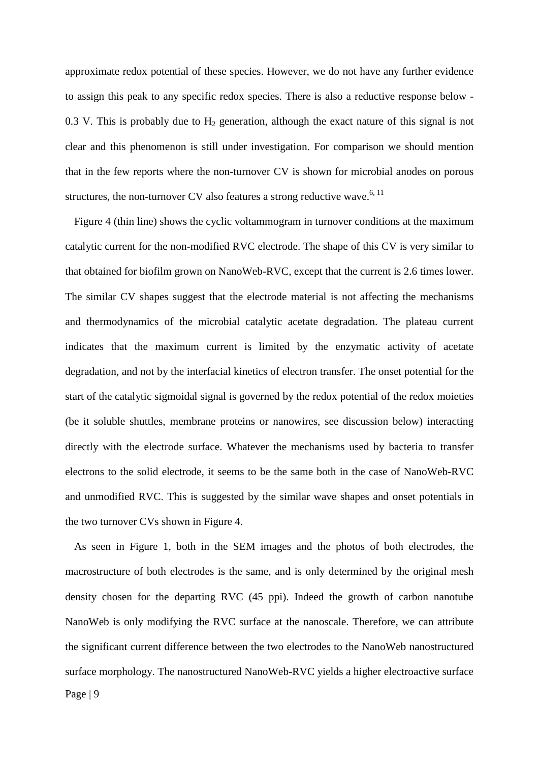approximate redox potential of these species. However, we do not have any further evidence to assign this peak to any specific redox species. There is also a reductive response below -0.3 V. This is probably due to $H_2$ generation, although the exact nature of this signal is not clear and this phenomenon is still under investigation. For comparison we should mention that in the few reports where the non-turnover CV is shown for microbial anodes on porous structures, the non-turnover CV also features a strong reductive wave.[6, 11]

Figure 4 (thin line) shows the cyclic voltammogram in turnover conditions at the maximum catalytic current for the non-modified RVC electrode. The shape of this CV is very similar to that obtained for biofilm grown on NanoWeb-RVC, except that the current is 2.6 times lower. The similar CV shapes suggest that the electrode material is not affecting the mechanisms and thermodynamics of the microbial catalytic acetate degradation. The plateau current indicates that the maximum current is limited by the enzymatic activity of acetate degradation, and not by the interfacial kinetics of electron transfer. The onset potential for the start of the catalytic sigmoidal signal is governed by the redox potential of the redox moieties (be it soluble shuttles, membrane proteins or nanowires, see discussion below) interacting directly with the electrode surface. Whatever the mechanisms used by bacteria to transfer electrons to the solid electrode, it seems to be the same both in the case of NanoWeb-RVC and unmodified RVC. This is suggested by the similar wave shapes and onset potentials in the two turnover CVs shown in Figure 4.

As seen in Figure 1, both in the SEM images and the photos of both electrodes, the macrostructure of both electrodes is the same, and is only determined by the original mesh density chosen for the departing RVC (45 ppi). Indeed the growth of carbon nanotube NanoWeb is only modifying the RVC surface at the nanoscale. Therefore, we can attribute the significant current difference between the two electrodes to the NanoWeb nanostructured surface morphology. The nanostructured NanoWeb-RVC yields a higher electroactive surface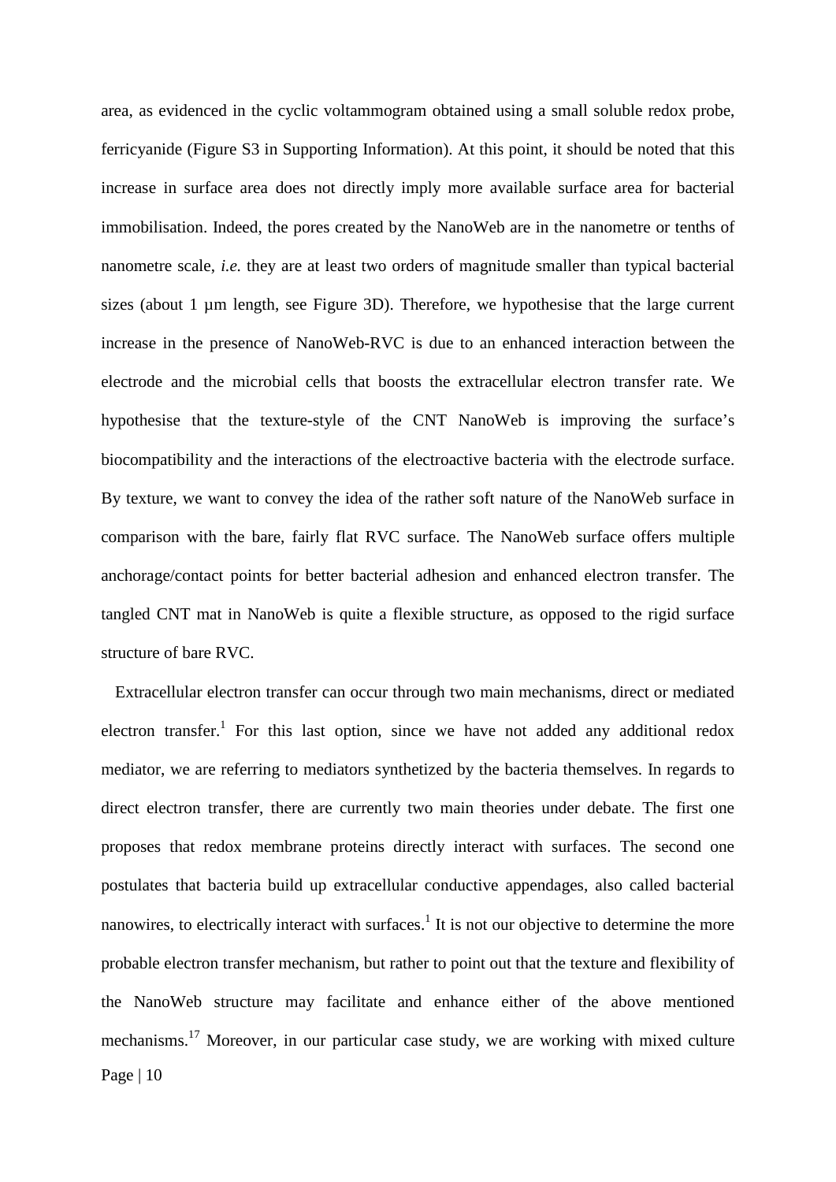area, as evidenced in the cyclic voltammogram obtained using a small soluble redox probe, ferricyanide (Figure S3 in Supporting Information). At this point, it should be noted that this increase in surface area does not directly imply more available surface area for bacterial immobilisation. Indeed, the pores created by the NanoWeb are in the nanometre or tenths of nanometre scale, *i.e.* they are at least two orders of magnitude smaller than typical bacterial sizes (about 1 µm length, see Figure 3D). Therefore, we hypothesise that the large current increase in the presence of NanoWeb-RVC is due to an enhanced interaction between the electrode and the microbial cells that boosts the extracellular electron transfer rate. We hypothesise that the texture-style of the CNT NanoWeb is improving the surface's biocompatibility and the interactions of the electroactive bacteria with the electrode surface. By texture, we want to convey the idea of the rather soft nature of the NanoWeb surface in comparison with the bare, fairly flat RVC surface. The NanoWeb surface offers multiple anchorage/contact points for better bacterial adhesion and enhanced electron transfer. The tangled CNT mat in NanoWeb is quite a flexible structure, as opposed to the rigid surface structure of bare RVC.

Extracellular electron transfer can occur through two main mechanisms, direct or mediated electron transfer.[1] For this last option, since we have not added any additional redox mediator, we are referring to mediators synthetized by the bacteria themselves. In regards to direct electron transfer, there are currently two main theories under debate. The first one proposes that redox membrane proteins directly interact with surfaces. The second one postulates that bacteria build up extracellular conductive appendages, also called bacterial nanowires, to electrically interact with surfaces.[1] It is not our objective to determine the more probable electron transfer mechanism, but rather to point out that the texture and flexibility of the NanoWeb structure may facilitate and enhance either of the above mentioned mechanisms.[17] Moreover, in our particular case study, we are working with mixed culture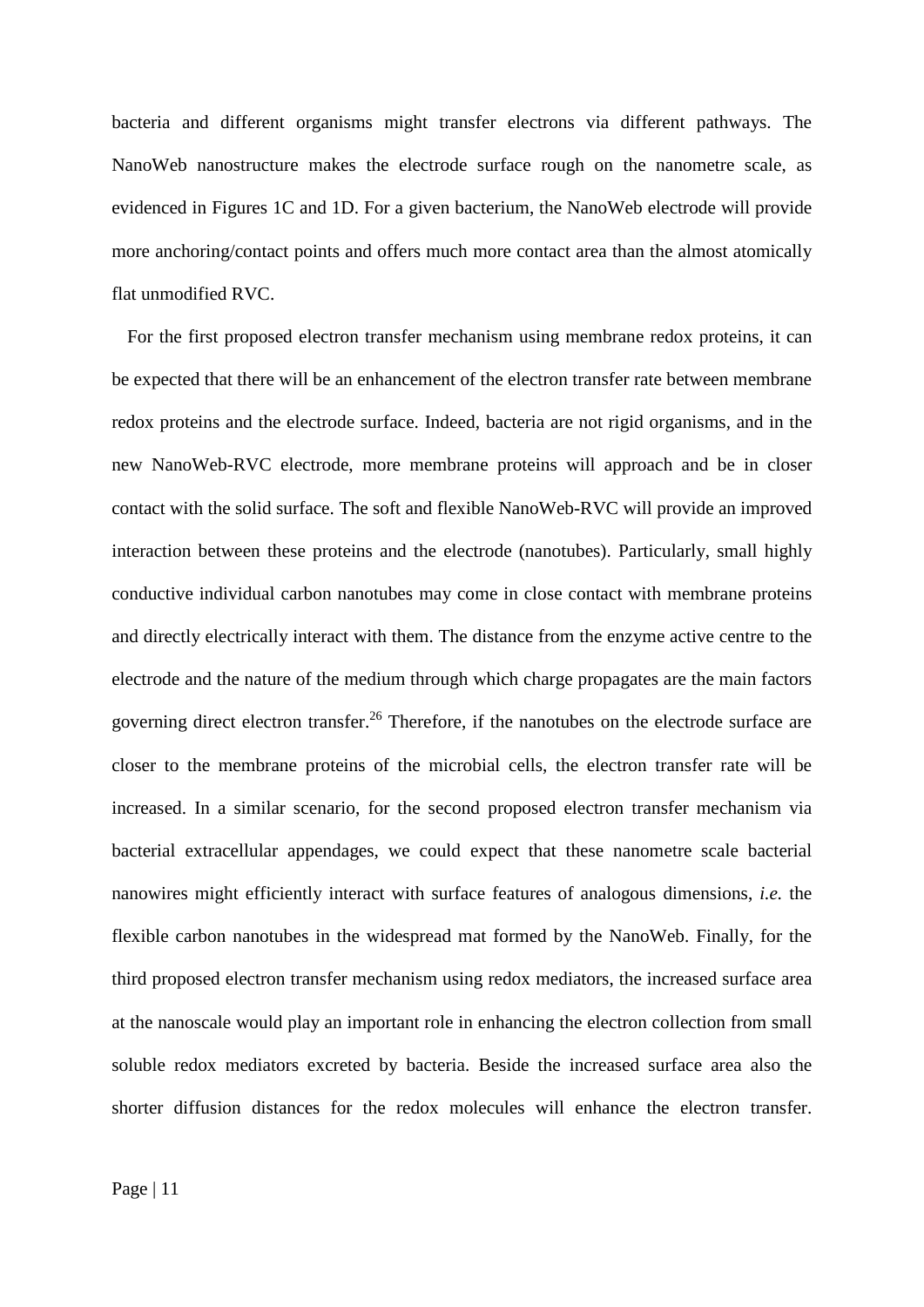bacteria and different organisms might transfer electrons via different pathways. The NanoWeb nanostructure makes the electrode surface rough on the nanometre scale, as evidenced in Figures 1C and 1D. For a given bacterium, the NanoWeb electrode will provide more anchoring/contact points and offers much more contact area than the almost atomically flat unmodified RVC.

For the first proposed electron transfer mechanism using membrane redox proteins, it can be expected that there will be an enhancement of the electron transfer rate between membrane redox proteins and the electrode surface. Indeed, bacteria are not rigid organisms, and in the new NanoWeb-RVC electrode, more membrane proteins will approach and be in closer contact with the solid surface. The soft and flexible NanoWeb-RVC will provide an improved interaction between these proteins and the electrode (nanotubes). Particularly, small highly conductive individual carbon nanotubes may come in close contact with membrane proteins and directly electrically interact with them. The distance from the enzyme active centre to the electrode and the nature of the medium through which charge propagates are the main factors governing direct electron transfer.[26] Therefore, if the nanotubes on the electrode surface are closer to the membrane proteins of the microbial cells, the electron transfer rate will be increased. In a similar scenario, for the second proposed electron transfer mechanism via bacterial extracellular appendages, we could expect that these nanometre scale bacterial nanowires might efficiently interact with surface features of analogous dimensions, *i.e.* the flexible carbon nanotubes in the widespread mat formed by the NanoWeb. Finally, for the third proposed electron transfer mechanism using redox mediators, the increased surface area at the nanoscale would play an important role in enhancing the electron collection from small soluble redox mediators excreted by bacteria. Beside the increased surface area also the shorter diffusion distances for the redox molecules will enhance the electron transfer.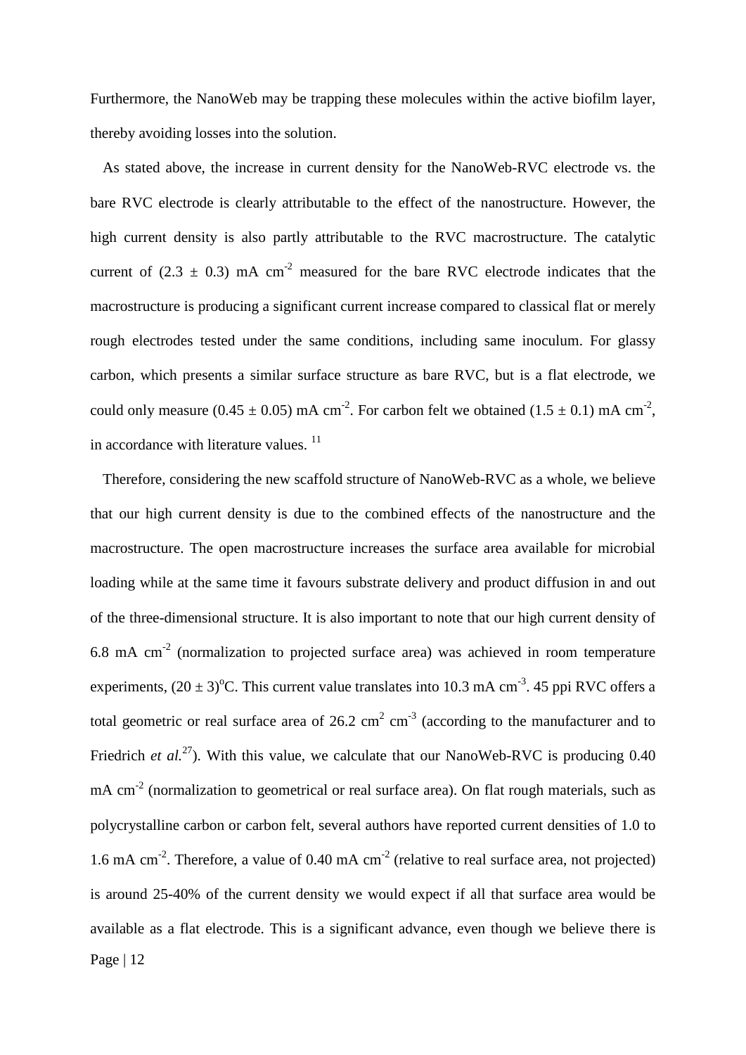Furthermore, the NanoWeb may be trapping these molecules within the active biofilm layer, thereby avoiding losses into the solution.

As stated above, the increase in current density for the NanoWeb-RVC electrode vs. the bare RVC electrode is clearly attributable to the effect of the nanostructure. However, the high current density is also partly attributable to the RVC macrostructure. The catalytic current of $(2.3 \pm 0.3)$ mA cm$^{-2}$ measured for the bare RVC electrode indicates that the macrostructure is producing a significant current increase compared to classical flat or merely rough electrodes tested under the same conditions, including same inoculum. For glassy carbon, which presents a similar surface structure as bare RVC, but is a flat electrode, we could only measure $(0.45 \pm 0.05)$ mA cm$^{-2}$. For carbon felt we obtained $(1.5 \pm 0.1)$ mA cm$^{-2}$, in accordance with literature values. [11]

Therefore, considering the new scaffold structure of NanoWeb-RVC as a whole, we believe that our high current density is due to the combined effects of the nanostructure and the macrostructure. The open macrostructure increases the surface area available for microbial loading while at the same time it favours substrate delivery and product diffusion in and out of the three-dimensional structure. It is also important to note that our high current density of 6.8 mA cm$^{-2}$ (normalization to projected surface area) was achieved in room temperature experiments, $(20 \pm 3)^{o}$C. This current value translates into 10.3 mA cm$^{-3}$. 45 ppi RVC offers a total geometric or real surface area of 26.2 cm$^{2}$ cm$^{-3}$ (according to the manufacturer and to Friedrich *et al.*[27]). With this value, we calculate that our NanoWeb-RVC is producing 0.40 mA cm$^{-2}$ (normalization to geometrical or real surface area). On flat rough materials, such as polycrystalline carbon or carbon felt, several authors have reported current densities of 1.0 to 1.6 mA cm$^{-2}$. Therefore, a value of 0.40 mA cm$^{-2}$ (relative to real surface area, not projected) is around 25-40% of the current density we would expect if all that surface area would be available as a flat electrode. This is a significant advance, even though we believe there is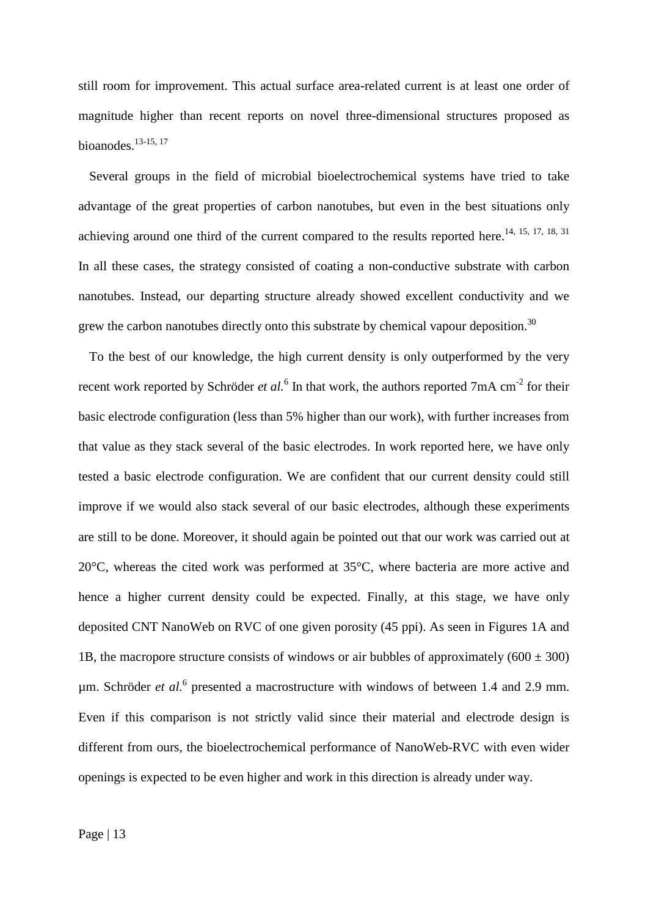still room for improvement. This actual surface area-related current is at least one order of magnitude higher than recent reports on novel three-dimensional structures proposed as bioanodes.[13-15, 17]

Several groups in the field of microbial bioelectrochemical systems have tried to take advantage of the great properties of carbon nanotubes, but even in the best situations only achieving around one third of the current compared to the results reported here.[14, 15, 17, 18, 31] In all these cases, the strategy consisted of coating a non-conductive substrate with carbon nanotubes. Instead, our departing structure already showed excellent conductivity and we grew the carbon nanotubes directly onto this substrate by chemical vapour deposition.[30]

To the best of our knowledge, the high current density is only outperformed by the very recent work reported by Schröder *et al.*[6] In that work, the authors reported 7mA $cm^{-2}$ for their basic electrode configuration (less than 5% higher than our work), with further increases from that value as they stack several of the basic electrodes. In work reported here, we have only tested a basic electrode configuration. We are confident that our current density could still improve if we would also stack several of our basic electrodes, although these experiments are still to be done. Moreover, it should again be pointed out that our work was carried out at 20°C, whereas the cited work was performed at 35°C, where bacteria are more active and hence a higher current density could be expected. Finally, at this stage, we have only deposited CNT NanoWeb on RVC of one given porosity (45 ppi). As seen in Figures 1A and 1B, the macropore structure consists of windows or air bubbles of approximately $(600 \pm 300)$ µm. Schröder *et al.*[6] presented a macrostructure with windows of between 1.4 and 2.9 mm. Even if this comparison is not strictly valid since their material and electrode design is different from ours, the bioelectrochemical performance of NanoWeb-RVC with even wider openings is expected to be even higher and work in this direction is already under way.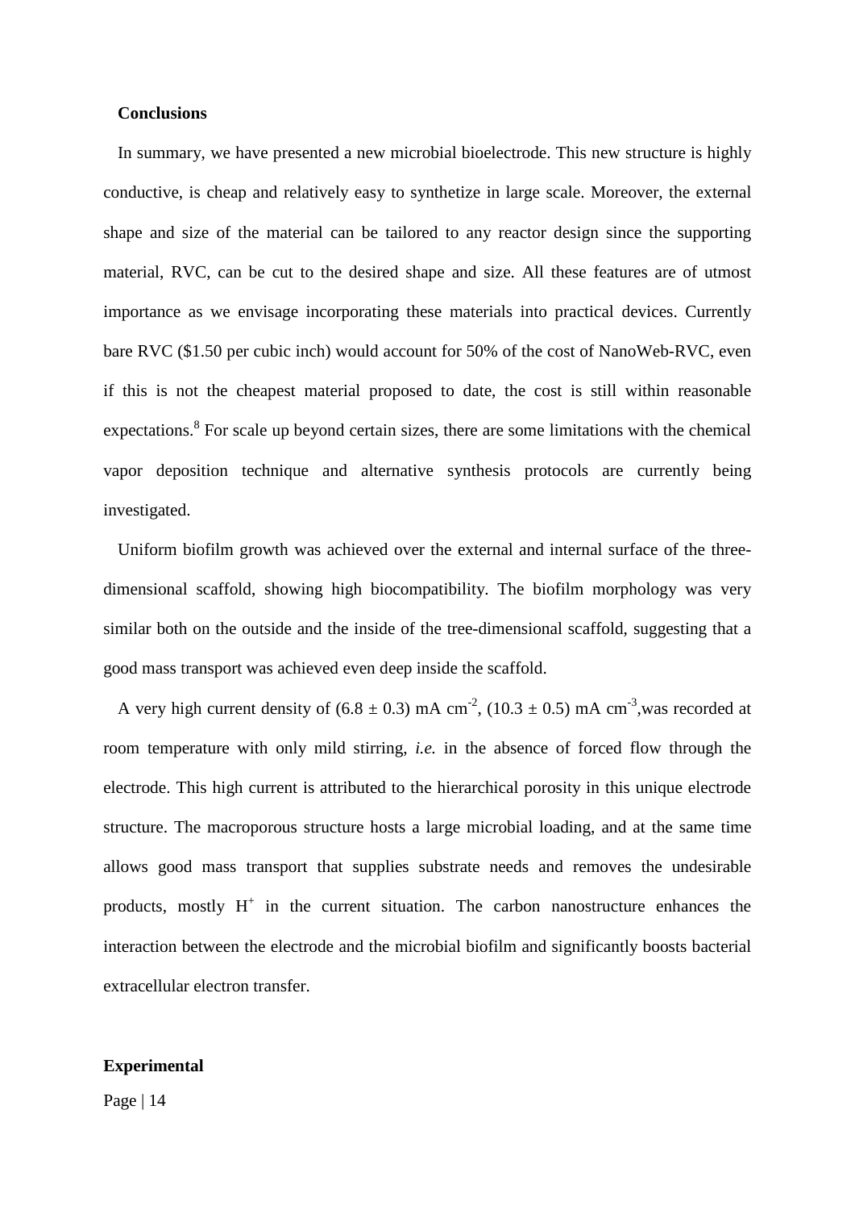## Conclusions

In summary, we have presented a new microbial bioelectrode. This new structure is highly conductive, is cheap and relatively easy to synthetize in large scale. Moreover, the external shape and size of the material can be tailored to any reactor design since the supporting material, RVC, can be cut to the desired shape and size. All these features are of utmost importance as we envisage incorporating these materials into practical devices. Currently bare RVC ($1.50 per cubic inch) would account for 50% of the cost of NanoWeb-RVC, even if this is not the cheapest material proposed to date, the cost is still within reasonable expectations.[8] For scale up beyond certain sizes, there are some limitations with the chemical vapor deposition technique and alternative synthesis protocols are currently being investigated.

Uniform biofilm growth was achieved over the external and internal surface of the three-dimensional scaffold, showing high biocompatibility. The biofilm morphology was very similar both on the outside and the inside of the tree-dimensional scaffold, suggesting that a good mass transport was achieved even deep inside the scaffold.

A very high current density of $(6.8 \pm 0.3)$ mA cm$^{-2}$, $(10.3 \pm 0.5)$ mA cm$^{-3}$,was recorded at room temperature with only mild stirring, *i.e.* in the absence of forced flow through the electrode. This high current is attributed to the hierarchical porosity in this unique electrode structure. The macroporous structure hosts a large microbial loading, and at the same time allows good mass transport that supplies substrate needs and removes the undesirable products, mostly $H^+$ in the current situation. The carbon nanostructure enhances the interaction between the electrode and the microbial biofilm and significantly boosts bacterial extracellular electron transfer.

## Experimental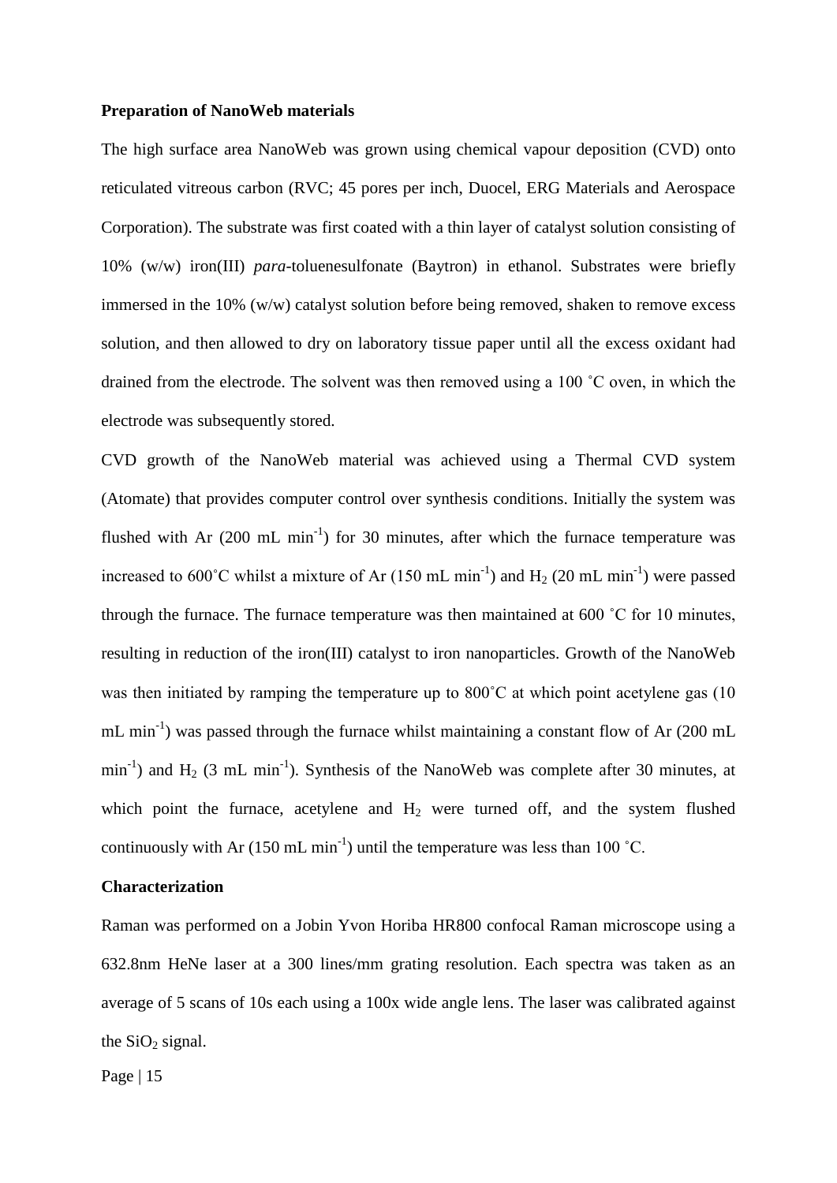**Preparation of NanoWeb materials**

The high surface area NanoWeb was grown using chemical vapour deposition (CVD) onto reticulated vitreous carbon (RVC; 45 pores per inch, Duocel, ERG Materials and Aerospace Corporation). The substrate was first coated with a thin layer of catalyst solution consisting of 10% (w/w) iron(III) *para*-toluenesulfonate (Baytron) in ethanol. Substrates were briefly immersed in the 10% (w/w) catalyst solution before being removed, shaken to remove excess solution, and then allowed to dry on laboratory tissue paper until all the excess oxidant had drained from the electrode. The solvent was then removed using a 100 ˚C oven, in which the electrode was subsequently stored.

CVD growth of the NanoWeb material was achieved using a Thermal CVD system (Atomate) that provides computer control over synthesis conditions. Initially the system was flushed with Ar (200 mL $min^{-1}$) for 30 minutes, after which the furnace temperature was increased to 600˚C whilst a mixture of Ar (150 mL $min^{-1}$) and $H_2$ (20 mL $min^{-1}$) were passed through the furnace. The furnace temperature was then maintained at 600 ˚C for 10 minutes, resulting in reduction of the iron(III) catalyst to iron nanoparticles. Growth of the NanoWeb was then initiated by ramping the temperature up to 800˚C at which point acetylene gas (10 mL $min^{-1}$) was passed through the furnace whilst maintaining a constant flow of Ar (200 mL $min^{-1}$) and $H_2$ (3 mL $min^{-1}$). Synthesis of the NanoWeb was complete after 30 minutes, at which point the furnace, acetylene and $H_2$ were turned off, and the system flushed continuously with Ar (150 mL $min^{-1}$) until the temperature was less than 100 ˚C.

**Characterization**

Raman was performed on a Jobin Yvon Horiba HR800 confocal Raman microscope using a 632.8nm HeNe laser at a 300 lines/mm grating resolution. Each spectra was taken as an average of 5 scans of 10s each using a 100x wide angle lens. The laser was calibrated against the $SiO_2$ signal.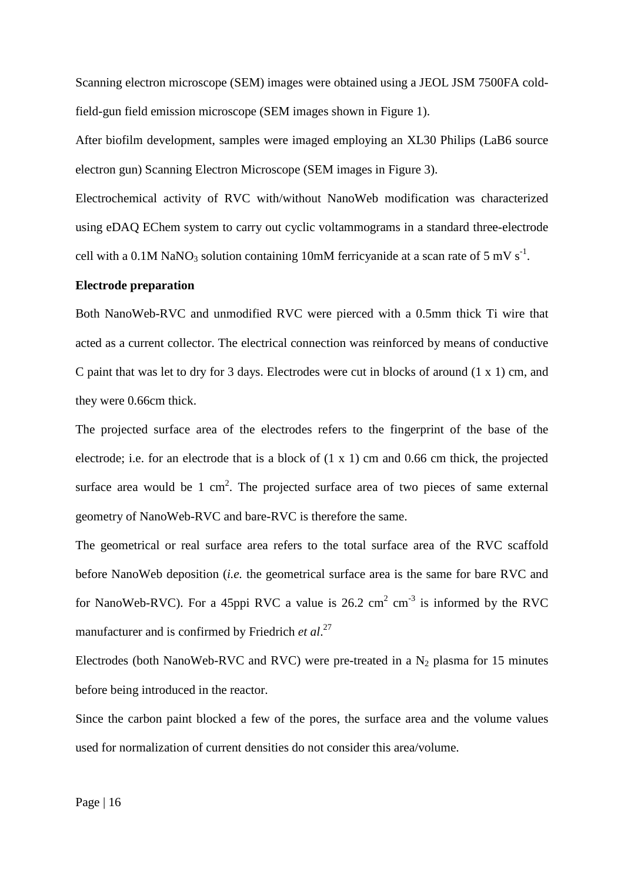Scanning electron microscope (SEM) images were obtained using a JEOL JSM 7500FA cold-field-gun field emission microscope (SEM images shown in Figure 1).

After biofilm development, samples were imaged employing an XL30 Philips (LaB6 source electron gun) Scanning Electron Microscope (SEM images in Figure 3).

Electrochemical activity of RVC with/without NanoWeb modification was characterized using eDAQ EChem system to carry out cyclic voltammograms in a standard three-electrode cell with a 0.1M $NaNO_3$ solution containing 10mM ferricyanide at a scan rate of 5 mV $s^{-1}$.

**Electrode preparation**

Both NanoWeb-RVC and unmodified RVC were pierced with a 0.5mm thick Ti wire that acted as a current collector. The electrical connection was reinforced by means of conductive C paint that was let to dry for 3 days. Electrodes were cut in blocks of around (1 x 1) cm, and they were 0.66cm thick.

The projected surface area of the electrodes refers to the fingerprint of the base of the electrode; i.e. for an electrode that is a block of (1 x 1) cm and 0.66 cm thick, the projected surface area would be 1 $cm^2$. The projected surface area of two pieces of same external geometry of NanoWeb-RVC and bare-RVC is therefore the same.

The geometrical or real surface area refers to the total surface area of the RVC scaffold before NanoWeb deposition (*i.e.* the geometrical surface area is the same for bare RVC and for NanoWeb-RVC). For a 45ppi RVC a value is 26.2 $cm^2$ $cm^{-3}$ is informed by the RVC manufacturer and is confirmed by Friedrich *et al*.[27]

Electrodes (both NanoWeb-RVC and RVC) were pre-treated in a $N_2$ plasma for 15 minutes before being introduced in the reactor.

Since the carbon paint blocked a few of the pores, the surface area and the volume values used for normalization of current densities do not consider this area/volume.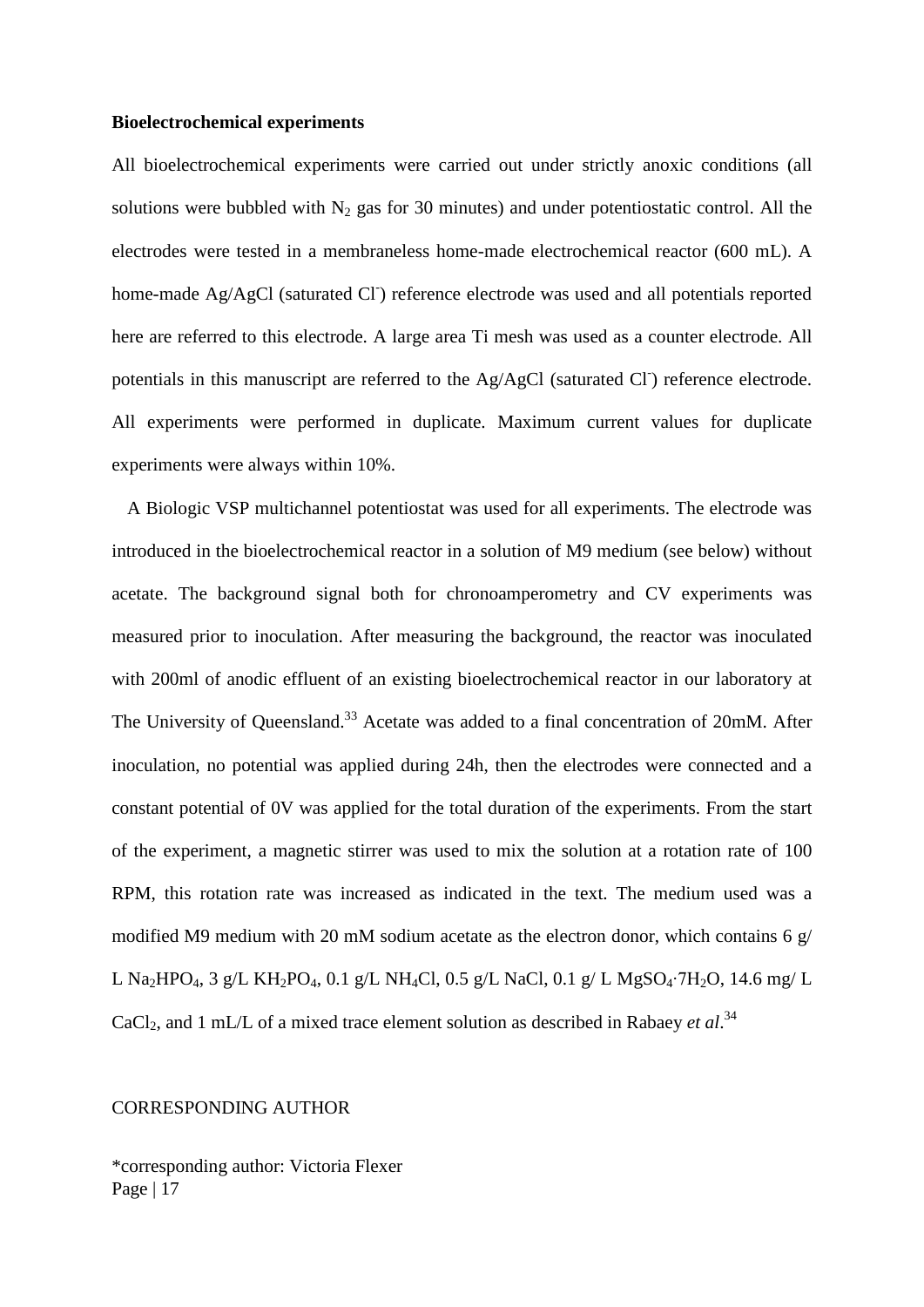**Bioelectrochemical experiments**

All bioelectrochemical experiments were carried out under strictly anoxic conditions (all solutions were bubbled with $N_2$ gas for 30 minutes) and under potentiostatic control. All the electrodes were tested in a membraneless home-made electrochemical reactor (600 mL). A home-made Ag/AgCl (saturated $Cl^-$) reference electrode was used and all potentials reported here are referred to this electrode. A large area Ti mesh was used as a counter electrode. All potentials in this manuscript are referred to the Ag/AgCl (saturated $Cl^-$) reference electrode. All experiments were performed in duplicate. Maximum current values for duplicate experiments were always within 10%.

A Biologic VSP multichannel potentiostat was used for all experiments. The electrode was introduced in the bioelectrochemical reactor in a solution of M9 medium (see below) without acetate. The background signal both for chronoamperometry and CV experiments was measured prior to inoculation. After measuring the background, the reactor was inoculated with 200ml of anodic effluent of an existing bioelectrochemical reactor in our laboratory at The University of Queensland.[33] Acetate was added to a final concentration of 20mM. After inoculation, no potential was applied during 24h, then the electrodes were connected and a constant potential of 0V was applied for the total duration of the experiments. From the start of the experiment, a magnetic stirrer was used to mix the solution at a rotation rate of 100 RPM, this rotation rate was increased as indicated in the text. The medium used was a modified M9 medium with 20 mM sodium acetate as the electron donor, which contains 6 g/ L $Na_2HPO_4$, 3 g/L $KH_2PO_4$, 0.1 g/L $NH_4Cl$, 0.5 g/L NaCl, 0.1 g/ L $MgSO_4 \cdot 7H_2O$, 14.6 mg/ L $CaCl_2$, and 1 mL/L of a mixed trace element solution as described in Rabaey *et al*.[34]

CORRESPONDING AUTHOR

*corresponding author: Victoria Flexer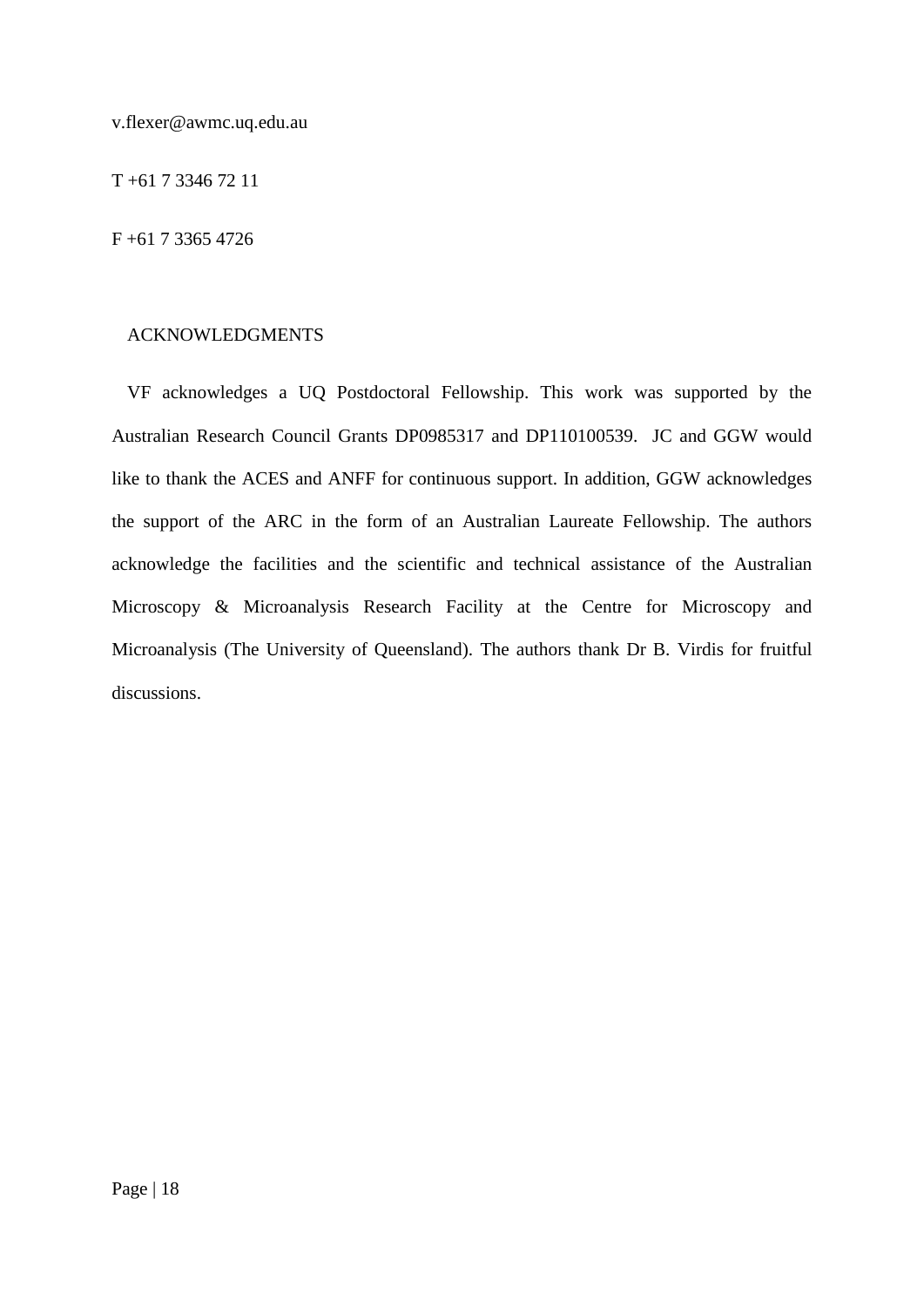v.flexer@awmc.uq.edu.au

T +61 7 3346 72 11

F +61 7 3365 4726

## ACKNOWLEDGMENTS

VF acknowledges a UQ Postdoctoral Fellowship. This work was supported by the Australian Research Council Grants DP0985317 and DP110100539. JC and GGW would like to thank the ACES and ANFF for continuous support. In addition, GGW acknowledges the support of the ARC in the form of an Australian Laureate Fellowship. The authors acknowledge the facilities and the scientific and technical assistance of the Australian Microscopy & Microanalysis Research Facility at the Centre for Microscopy and Microanalysis (The University of Queensland). The authors thank Dr B. Virdis for fruitful discussions.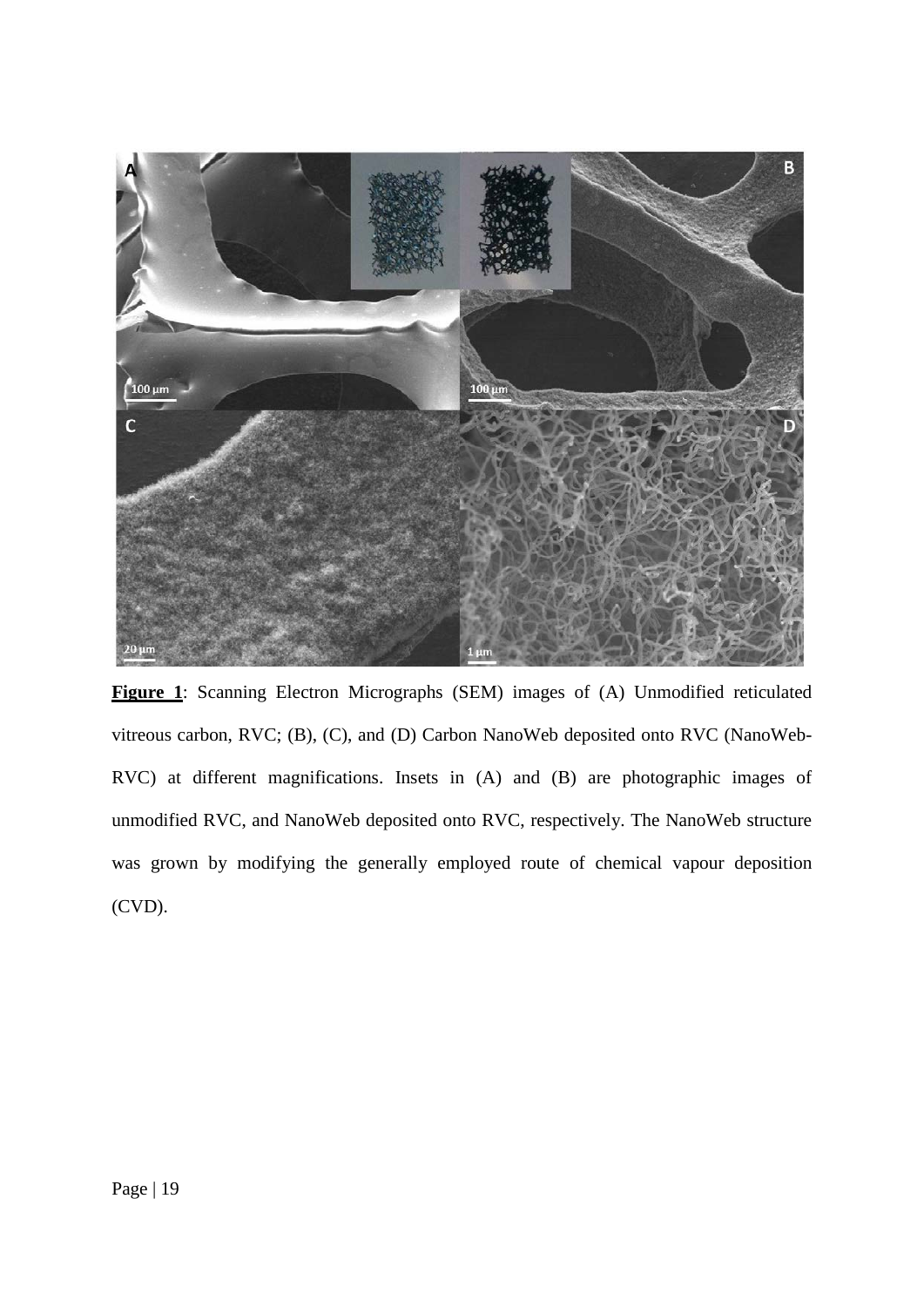**Figure 1**: Scanning Electron Micrographs (SEM) images of (A) Unmodified reticulated vitreous carbon, RVC; (B), (C), and (D) Carbon NanoWeb deposited onto RVC (NanoWeb-RVC) at different magnifications. Insets in (A) and (B) are photographic images of unmodified RVC, and NanoWeb deposited onto RVC, respectively. The NanoWeb structure was grown by modifying the generally employed route of chemical vapour deposition (CVD).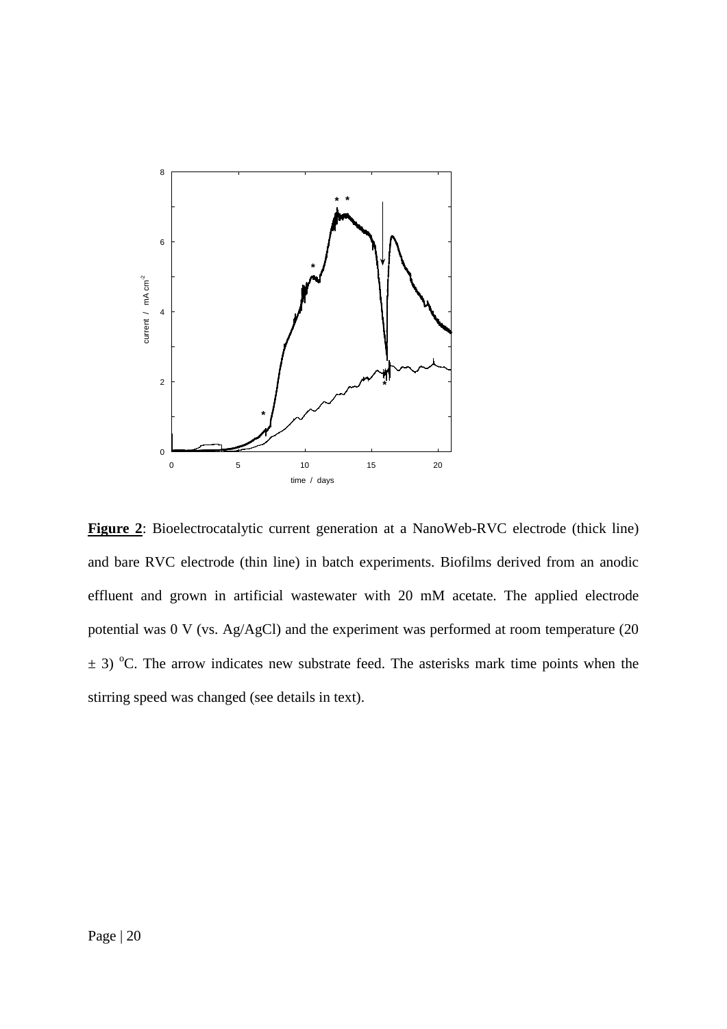**Figure 2**: Bioelectrocatalytic current generation at a NanoWeb-RVC electrode (thick line) and bare RVC electrode (thin line) in batch experiments. Biofilms derived from an anodic effluent and grown in artificial wastewater with 20 mM acetate. The applied electrode potential was 0 V (vs. Ag/AgCl) and the experiment was performed at room temperature (20 ± 3) $^{o}$C. The arrow indicates new substrate feed. The asterisks mark time points when the stirring speed was changed (see details in text).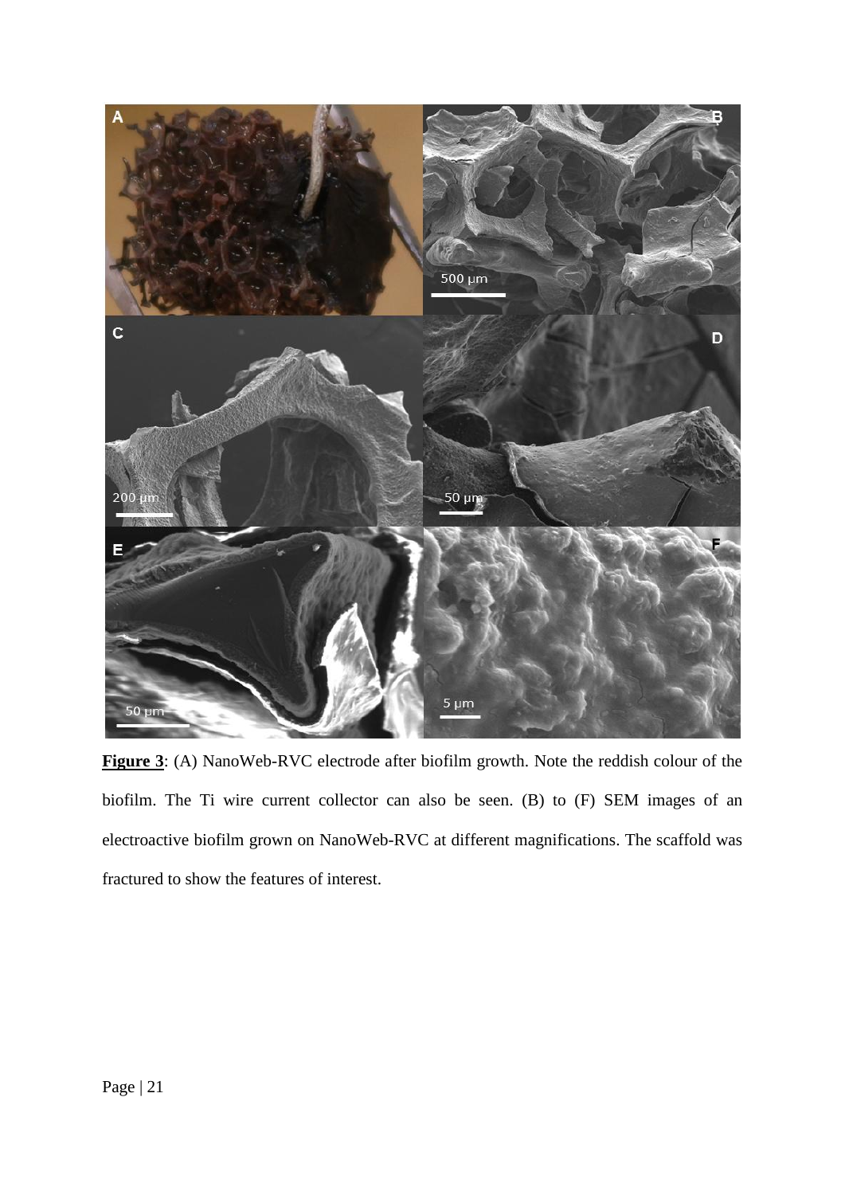**Figure 3**: (A) NanoWeb-RVC electrode after biofilm growth. Note the reddish colour of the biofilm. The Ti wire current collector can also be seen. (B) to (F) SEM images of an electroactive biofilm grown on NanoWeb-RVC at different magnifications. The scaffold was fractured to show the features of interest.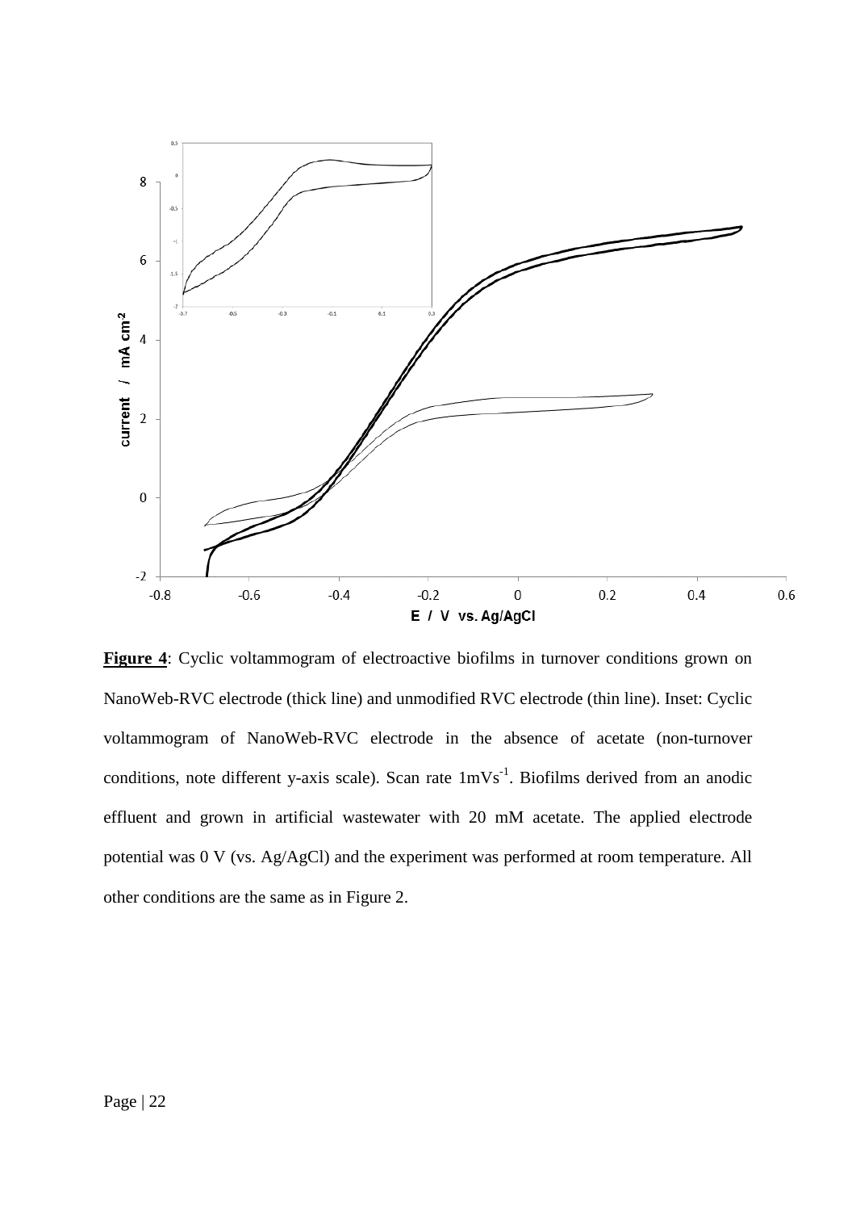**Figure 4**: Cyclic voltammogram of electroactive biofilms in turnover conditions grown on NanoWeb-RVC electrode (thick line) and unmodified RVC electrode (thin line). Inset: Cyclic voltammogram of NanoWeb-RVC electrode in the absence of acetate (non-turnover conditions, note different y-axis scale). Scan rate $1 mVs^{-1}$. Biofilms derived from an anodic effluent and grown in artificial wastewater with 20 mM acetate. The applied electrode potential was 0 V (vs. Ag/AgCl) and the experiment was performed at room temperature. All other conditions are the same as in Figure 2.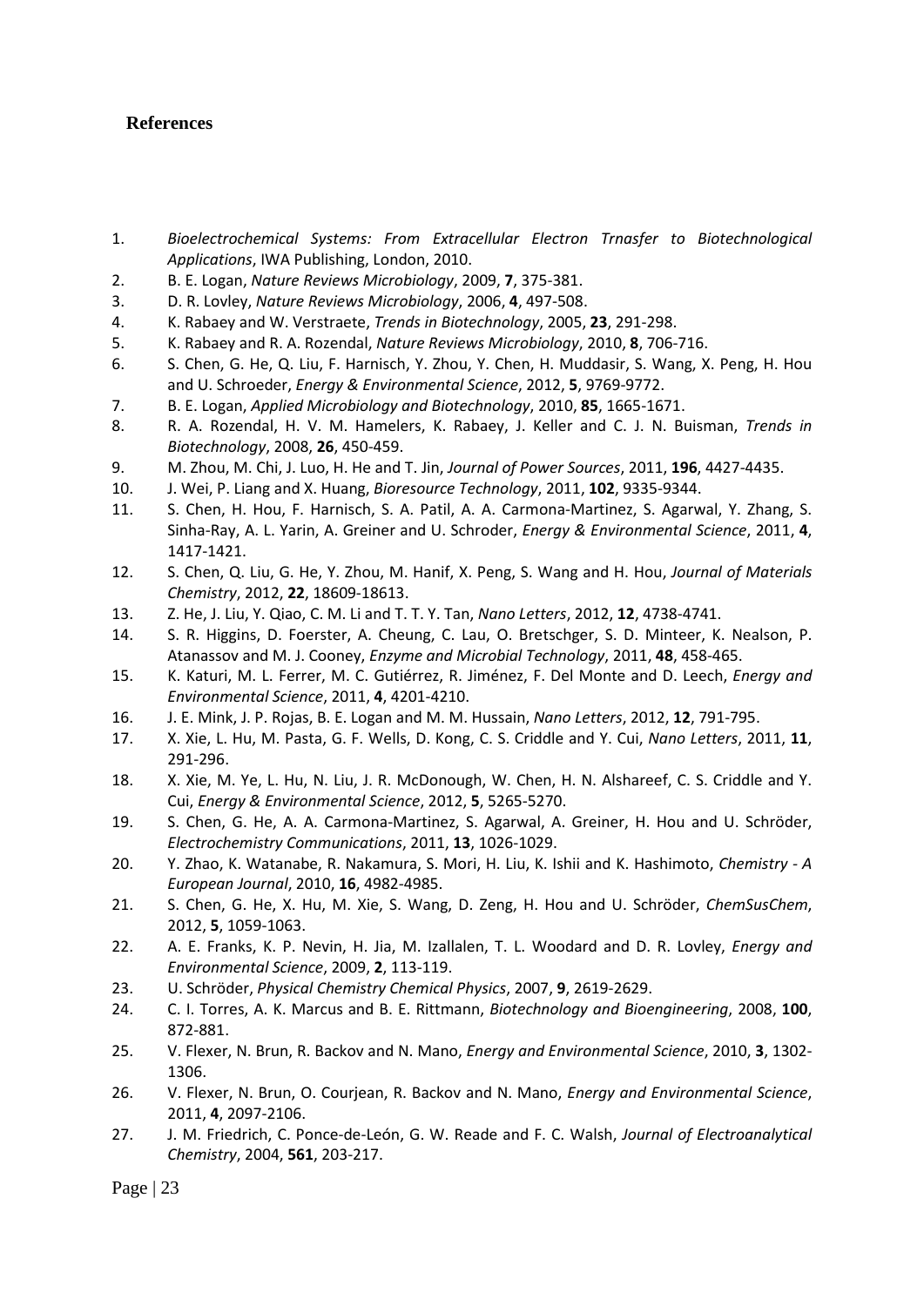## References

1. *Bioelectrochemical Systems: From Extracellular Electron Trnasfer to Biotechnological Applications*, IWA Publishing, London, 2010.
2. B. E. Logan, *Nature Reviews Microbiology*, 2009, **7**, 375-381.
3. D. R. Lovley, *Nature Reviews Microbiology*, 2006, **4**, 497-508.
4. K. Rabaey and W. Verstraete, *Trends in Biotechnology*, 2005, **23**, 291-298.
5. K. Rabaey and R. A. Rozendal, *Nature Reviews Microbiology*, 2010, **8**, 706-716.
6. S. Chen, G. He, Q. Liu, F. Harnisch, Y. Zhou, Y. Chen, H. Muddasir, S. Wang, X. Peng, H. Hou and U. Schroeder, *Energy & Environmental Science*, 2012, **5**, 9769-9772.
7. B. E. Logan, *Applied Microbiology and Biotechnology*, 2010, **85**, 1665-1671.
8. R. A. Rozendal, H. V. M. Hamelers, K. Rabaey, J. Keller and C. J. N. Buisman, *Trends in Biotechnology*, 2008, **26**, 450-459.
9. M. Zhou, M. Chi, J. Luo, H. He and T. Jin, *Journal of Power Sources*, 2011, **196**, 4427-4435.
10. J. Wei, P. Liang and X. Huang, *Bioresource Technology*, 2011, **102**, 9335-9344.
11. S. Chen, H. Hou, F. Harnisch, S. A. Patil, A. A. Carmona-Martinez, S. Agarwal, Y. Zhang, S. Sinha-Ray, A. L. Yarin, A. Greiner and U. Schroder, *Energy & Environmental Science*, 2011, **4**, 1417-1421.
12. S. Chen, Q. Liu, G. He, Y. Zhou, M. Hanif, X. Peng, S. Wang and H. Hou, *Journal of Materials Chemistry*, 2012, **22**, 18609-18613.
13. Z. He, J. Liu, Y. Qiao, C. M. Li and T. T. Y. Tan, *Nano Letters*, 2012, **12**, 4738-4741.
14. S. R. Higgins, D. Foerster, A. Cheung, C. Lau, O. Bretschger, S. D. Minteer, K. Nealson, P. Atanassov and M. J. Cooney, *Enzyme and Microbial Technology*, 2011, **48**, 458-465.
15. K. Katuri, M. L. Ferrer, M. C. Gutiérrez, R. Jiménez, F. Del Monte and D. Leech, *Energy and Environmental Science*, 2011, **4**, 4201-4210.
16. J. E. Mink, J. P. Rojas, B. E. Logan and M. M. Hussain, *Nano Letters*, 2012, **12**, 791-795.
17. X. Xie, L. Hu, M. Pasta, G. F. Wells, D. Kong, C. S. Criddle and Y. Cui, *Nano Letters*, 2011, **11**, 291-296.
18. X. Xie, M. Ye, L. Hu, N. Liu, J. R. McDonough, W. Chen, H. N. Alshareef, C. S. Criddle and Y. Cui, *Energy & Environmental Science*, 2012, **5**, 5265-5270.
19. S. Chen, G. He, A. A. Carmona-Martinez, S. Agarwal, A. Greiner, H. Hou and U. Schröder, *Electrochemistry Communications*, 2011, **13**, 1026-1029.
20. Y. Zhao, K. Watanabe, R. Nakamura, S. Mori, H. Liu, K. Ishii and K. Hashimoto, *Chemistry - A European Journal*, 2010, **16**, 4982-4985.
21. S. Chen, G. He, X. Hu, M. Xie, S. Wang, D. Zeng, H. Hou and U. Schröder, *ChemSusChem*, 2012, **5**, 1059-1063.
22. A. E. Franks, K. P. Nevin, H. Jia, M. Izallalen, T. L. Woodard and D. R. Lovley, *Energy and Environmental Science*, 2009, **2**, 113-119.
23. U. Schröder, *Physical Chemistry Chemical Physics*, 2007, **9**, 2619-2629.
24. C. I. Torres, A. K. Marcus and B. E. Rittmann, *Biotechnology and Bioengineering*, 2008, **100**, 872-881.
25. V. Flexer, N. Brun, R. Backov and N. Mano, *Energy and Environmental Science*, 2010, **3**, 1302-1306.
26. V. Flexer, N. Brun, O. Courjean, R. Backov and N. Mano, *Energy and Environmental Science*, 2011, **4**, 2097-2106.
27. J. M. Friedrich, C. Ponce-de-León, G. W. Reade and F. C. Walsh, *Journal of Electroanalytical Chemistry*, 2004, **561**, 203-217.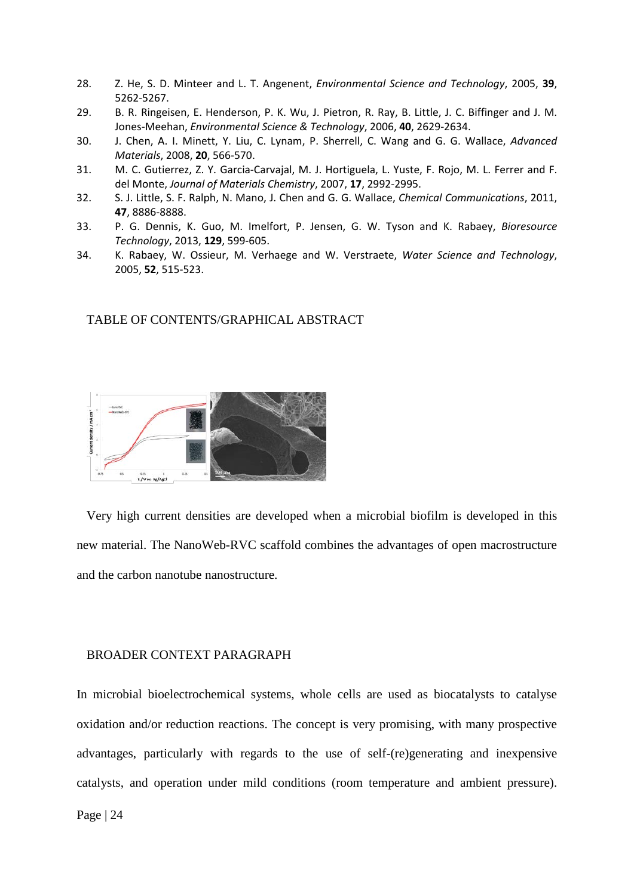28. Z. He, S. D. Minteer and L. T. Angenent, *Environmental Science and Technology*, 2005, **39**, 5262-5267.
29. B. R. Ringeisen, E. Henderson, P. K. Wu, J. Pietron, R. Ray, B. Little, J. C. Biffinger and J. M. Jones-Meehan, *Environmental Science & Technology*, 2006, **40**, 2629-2634.
30. J. Chen, A. I. Minett, Y. Liu, C. Lynam, P. Sherrell, C. Wang and G. G. Wallace, *Advanced Materials*, 2008, **20**, 566-570.
31. M. C. Gutierrez, Z. Y. Garcia-Carvajal, M. J. Hortiguela, L. Yuste, F. Rojo, M. L. Ferrer and F. del Monte, *Journal of Materials Chemistry*, 2007, **17**, 2992-2995.
32. S. J. Little, S. F. Ralph, N. Mano, J. Chen and G. G. Wallace, *Chemical Communications*, 2011, **47**, 8886-8888.
33. P. G. Dennis, K. Guo, M. Imelfort, P. Jensen, G. W. Tyson and K. Rabaey, *Bioresource Technology*, 2013, **129**, 599-605.
34. K. Rabaey, W. Ossieur, M. Verhaege and W. Verstraete, *Water Science and Technology*, 2005, **52**, 515-523.

## TABLE OF CONTENTS/GRAPHICAL ABSTRACT

Very high current densities are developed when a microbial biofilm is developed in this new material. The NanoWeb-RVC scaffold combines the advantages of open macrostructure and the carbon nanotube nanostructure.

## BROADER CONTEXT PARAGRAPH

In microbial bioelectrochemical systems, whole cells are used as biocatalysts to catalyse oxidation and/or reduction reactions. The concept is very promising, with many prospective advantages, particularly with regards to the use of self-(re)generating and inexpensive catalysts, and operation under mild conditions (room temperature and ambient pressure).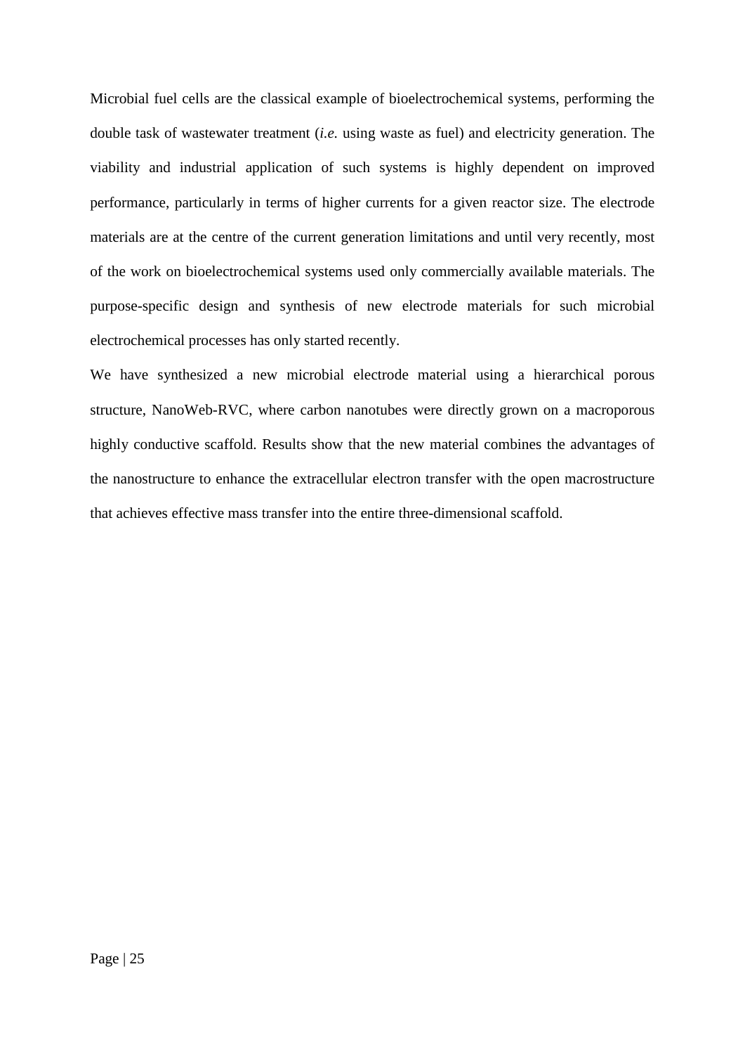Microbial fuel cells are the classical example of bioelectrochemical systems, performing the double task of wastewater treatment (*i.e.* using waste as fuel) and electricity generation. The viability and industrial application of such systems is highly dependent on improved performance, particularly in terms of higher currents for a given reactor size. The electrode materials are at the centre of the current generation limitations and until very recently, most of the work on bioelectrochemical systems used only commercially available materials. The purpose-specific design and synthesis of new electrode materials for such microbial electrochemical processes has only started recently.

We have synthesized a new microbial electrode material using a hierarchical porous structure, NanoWeb-RVC, where carbon nanotubes were directly grown on a macroporous highly conductive scaffold. Results show that the new material combines the advantages of the nanostructure to enhance the extracellular electron transfer with the open macrostructure that achieves effective mass transfer into the entire three-dimensional scaffold.